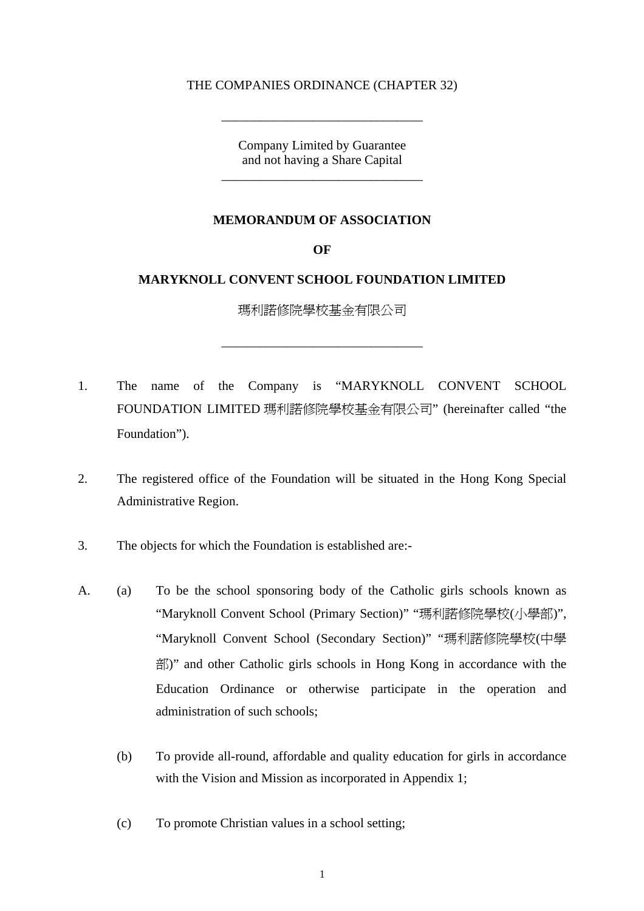THE COMPANIES ORDINANCE (CHAPTER 32)

---

Company Limited by Guarantee
and not having a Share Capital

---

# MEMORANDUM OF ASSOCIATION

# OF

# MARYKNOLL CONVENT SCHOOL FOUNDATION LIMITED

瑪利諾修院學校基金有限公司

---

1. The name of the Company is "MARYKNOLL CONVENT SCHOOL FOUNDATION LIMITED 瑪利諾修院學校基金有限公司" (hereinafter called "the Foundation").

2. The registered office of the Foundation will be situated in the Hong Kong Special Administrative Region.

3. The objects for which the Foundation is established are:-

A. (a) To be the school sponsoring body of the Catholic girls schools known as "Maryknoll Convent School (Primary Section)" "瑪利諾修院學校(小學部)", "Maryknoll Convent School (Secondary Section)" "瑪利諾修院學校(中學部)" and other Catholic girls schools in Hong Kong in accordance with the Education Ordinance or otherwise participate in the operation and administration of such schools;

(b) To provide all-round, affordable and quality education for girls in accordance with the Vision and Mission as incorporated in Appendix 1;

(c) To promote Christian values in a school setting;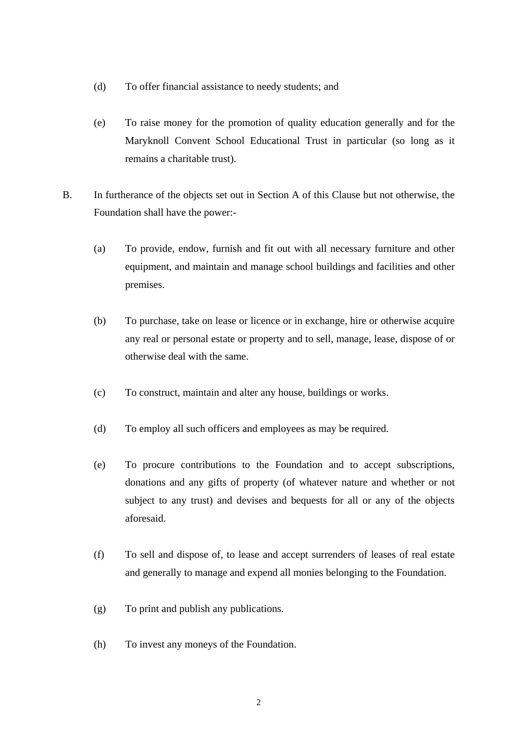(d) To offer financial assistance to needy students; and

(e) To raise money for the promotion of quality education generally and for the Maryknoll Convent School Educational Trust in particular (so long as it remains a charitable trust).

B. In furtherance of the objects set out in Section A of this Clause but not otherwise, the Foundation shall have the power:-

(a) To provide, endow, furnish and fit out with all necessary furniture and other equipment, and maintain and manage school buildings and facilities and other premises.

(b) To purchase, take on lease or licence or in exchange, hire or otherwise acquire any real or personal estate or property and to sell, manage, lease, dispose of or otherwise deal with the same.

(c) To construct, maintain and alter any house, buildings or works.

(d) To employ all such officers and employees as may be required.

(e) To procure contributions to the Foundation and to accept subscriptions, donations and any gifts of property (of whatever nature and whether or not subject to any trust) and devises and bequests for all or any of the objects aforesaid.

(f) To sell and dispose of, to lease and accept surrenders of leases of real estate and generally to manage and expend all monies belonging to the Foundation.

(g) To print and publish any publications.

(h) To invest any moneys of the Foundation.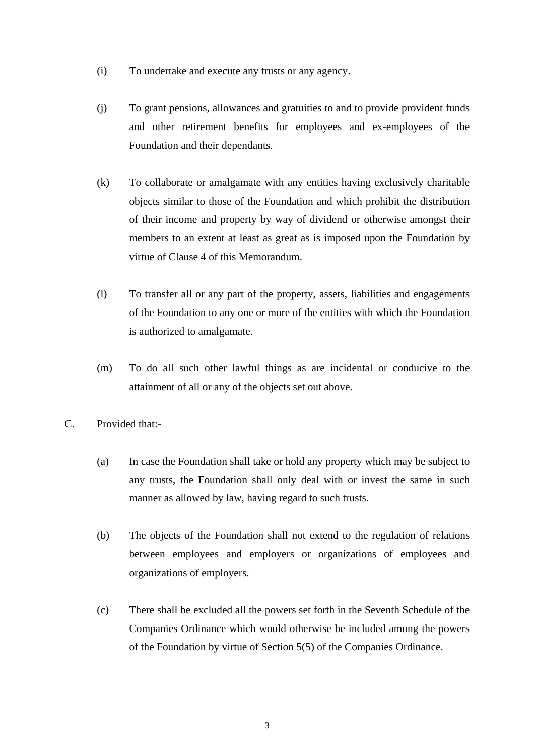(i) To undertake and execute any trusts or any agency.

(j) To grant pensions, allowances and gratuities to and to provide provident funds and other retirement benefits for employees and ex-employees of the Foundation and their dependants.

(k) To collaborate or amalgamate with any entities having exclusively charitable objects similar to those of the Foundation and which prohibit the distribution of their income and property by way of dividend or otherwise amongst their members to an extent at least as great as is imposed upon the Foundation by virtue of Clause 4 of this Memorandum.

(l) To transfer all or any part of the property, assets, liabilities and engagements of the Foundation to any one or more of the entities with which the Foundation is authorized to amalgamate.

(m) To do all such other lawful things as are incidental or conducive to the attainment of all or any of the objects set out above.

C. Provided that:-

(a) In case the Foundation shall take or hold any property which may be subject to any trusts, the Foundation shall only deal with or invest the same in such manner as allowed by law, having regard to such trusts.

(b) The objects of the Foundation shall not extend to the regulation of relations between employees and employers or organizations of employees and organizations of employers.

(c) There shall be excluded all the powers set forth in the Seventh Schedule of the Companies Ordinance which would otherwise be included among the powers of the Foundation by virtue of Section 5(5) of the Companies Ordinance.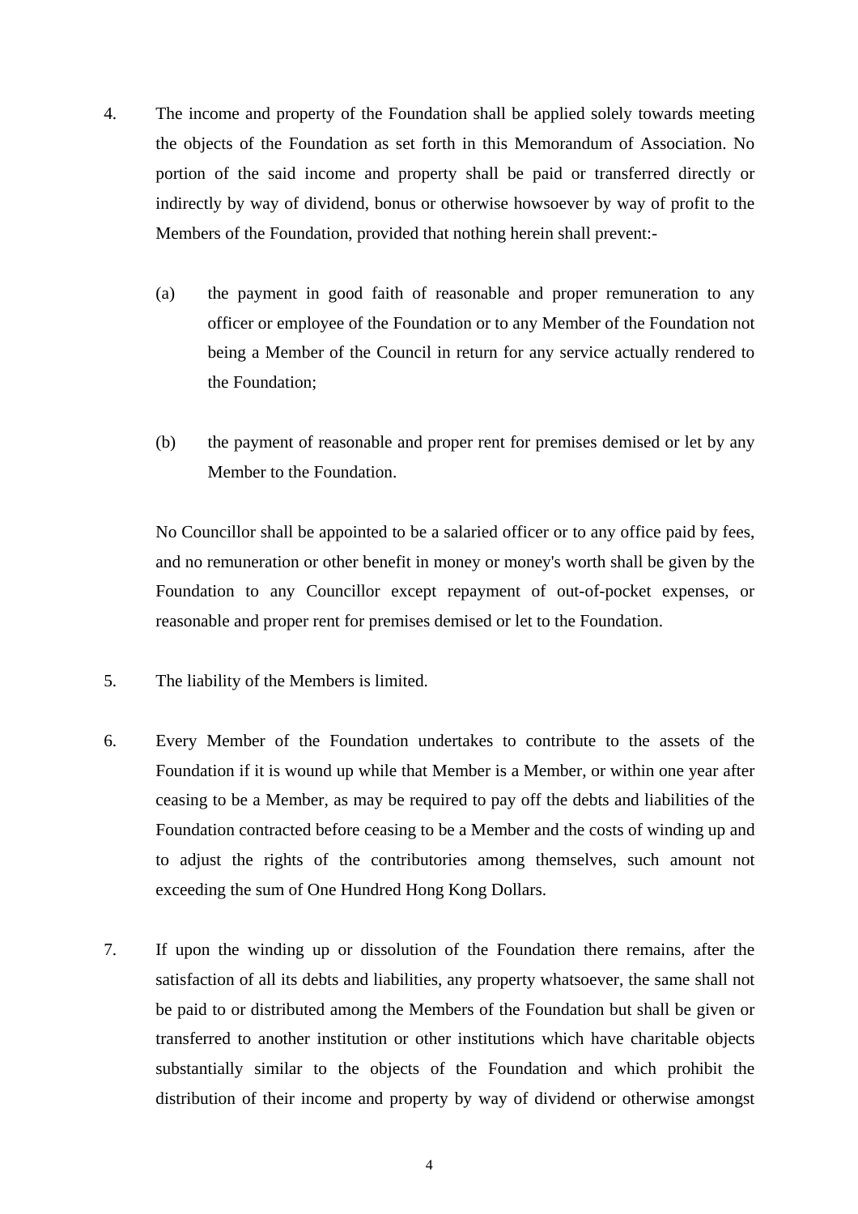4. The income and property of the Foundation shall be applied solely towards meeting the objects of the Foundation as set forth in this Memorandum of Association. No portion of the said income and property shall be paid or transferred directly or indirectly by way of dividend, bonus or otherwise howsoever by way of profit to the Members of the Foundation, provided that nothing herein shall prevent:-

   (a) the payment in good faith of reasonable and proper remuneration to any officer or employee of the Foundation or to any Member of the Foundation not being a Member of the Council in return for any service actually rendered to the Foundation;

   (b) the payment of reasonable and proper rent for premises demised or let by any Member to the Foundation.

   No Councillor shall be appointed to be a salaried officer or to any office paid by fees, and no remuneration or other benefit in money or money's worth shall be given by the Foundation to any Councillor except repayment of out-of-pocket expenses, or reasonable and proper rent for premises demised or let to the Foundation.

5. The liability of the Members is limited.

6. Every Member of the Foundation undertakes to contribute to the assets of the Foundation if it is wound up while that Member is a Member, or within one year after ceasing to be a Member, as may be required to pay off the debts and liabilities of the Foundation contracted before ceasing to be a Member and the costs of winding up and to adjust the rights of the contributories among themselves, such amount not exceeding the sum of One Hundred Hong Kong Dollars.

7. If upon the winding up or dissolution of the Foundation there remains, after the satisfaction of all its debts and liabilities, any property whatsoever, the same shall not be paid to or distributed among the Members of the Foundation but shall be given or transferred to another institution or other institutions which have charitable objects substantially similar to the objects of the Foundation and which prohibit the distribution of their income and property by way of dividend or otherwise amongst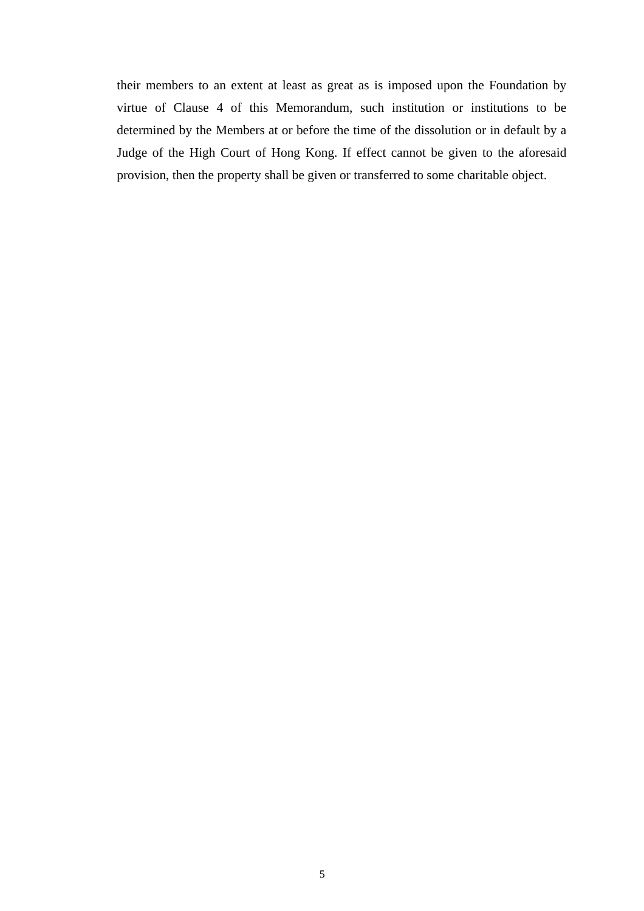their members to an extent at least as great as is imposed upon the Foundation by virtue of Clause 4 of this Memorandum, such institution or institutions to be determined by the Members at or before the time of the dissolution or in default by a Judge of the High Court of Hong Kong. If effect cannot be given to the aforesaid provision, then the property shall be given or transferred to some charitable object.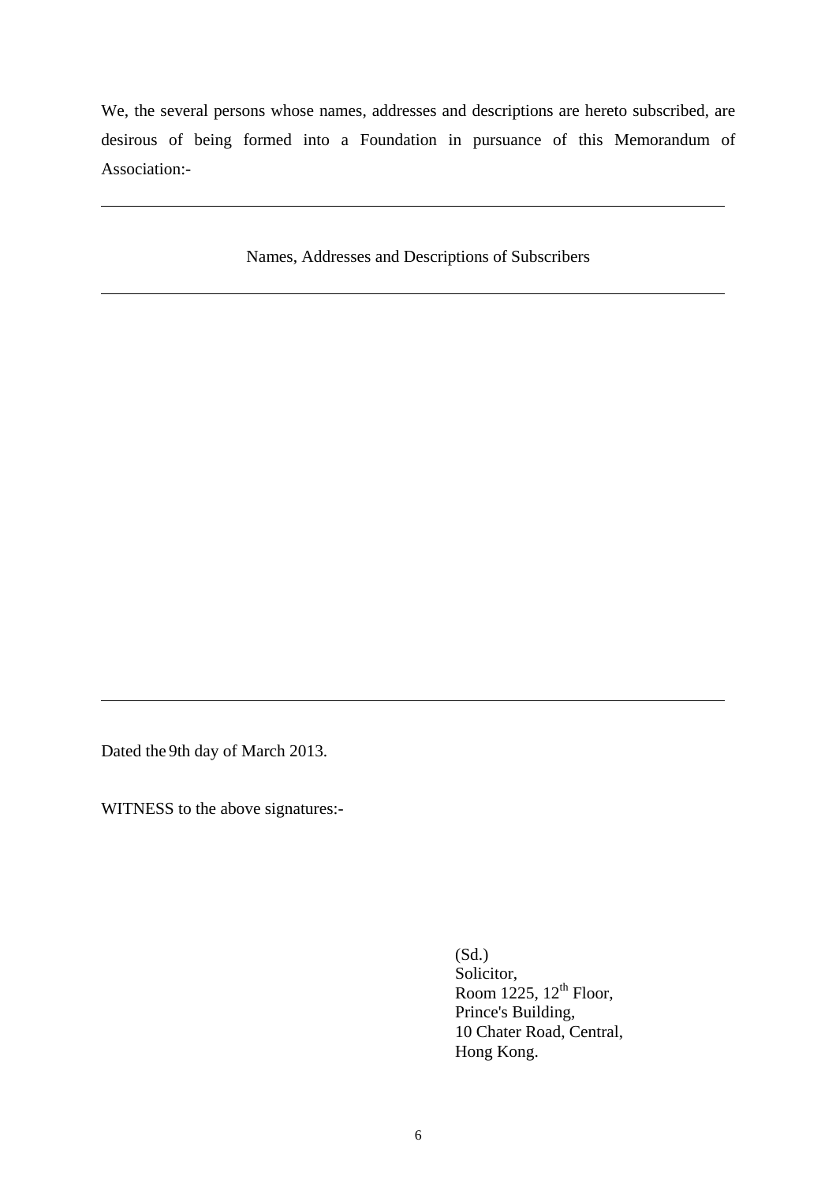We, the several persons whose names, addresses and descriptions are hereto subscribed, are desirous of being formed into a Foundation in pursuance of this Memorandum of Association:-

---

Names, Addresses and Descriptions of Subscribers

---

---

Dated the 9th day of March 2013.

WITNESS to the above signatures:-

(Sd.)
Solicitor,
Room 1225, 12th Floor,
Prince's Building,
10 Chater Road, Central,
Hong Kong.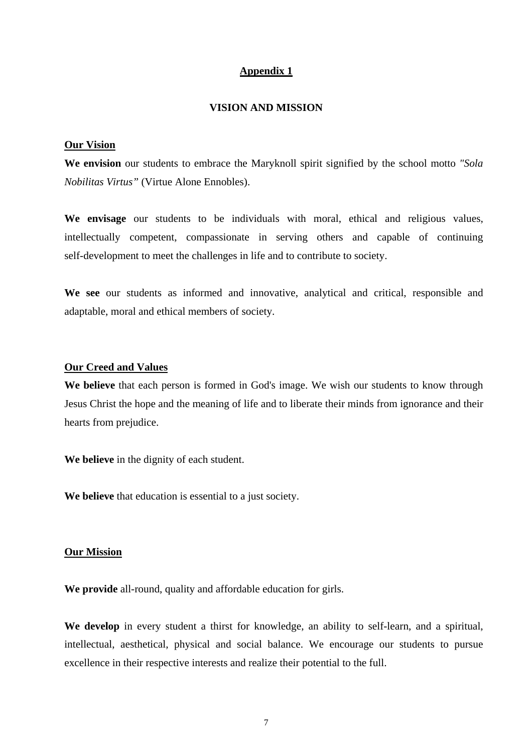## Appendix 1

## VISION AND MISSION

### Our Vision

**We envision** our students to embrace the Maryknoll spirit signified by the school motto *"Sola Nobilitas Virtus"* (Virtue Alone Ennobles).

**We envisage** our students to be individuals with moral, ethical and religious values, intellectually competent, compassionate in serving others and capable of continuing self-development to meet the challenges in life and to contribute to society.

**We see** our students as informed and innovative, analytical and critical, responsible and adaptable, moral and ethical members of society.

### Our Creed and Values

**We believe** that each person is formed in God's image. We wish our students to know through Jesus Christ the hope and the meaning of life and to liberate their minds from ignorance and their hearts from prejudice.

**We believe** in the dignity of each student.

**We believe** that education is essential to a just society.

### Our Mission

**We provide** all-round, quality and affordable education for girls.

**We develop** in every student a thirst for knowledge, an ability to self-learn, and a spiritual, intellectual, aesthetical, physical and social balance. We encourage our students to pursue excellence in their respective interests and realize their potential to the full.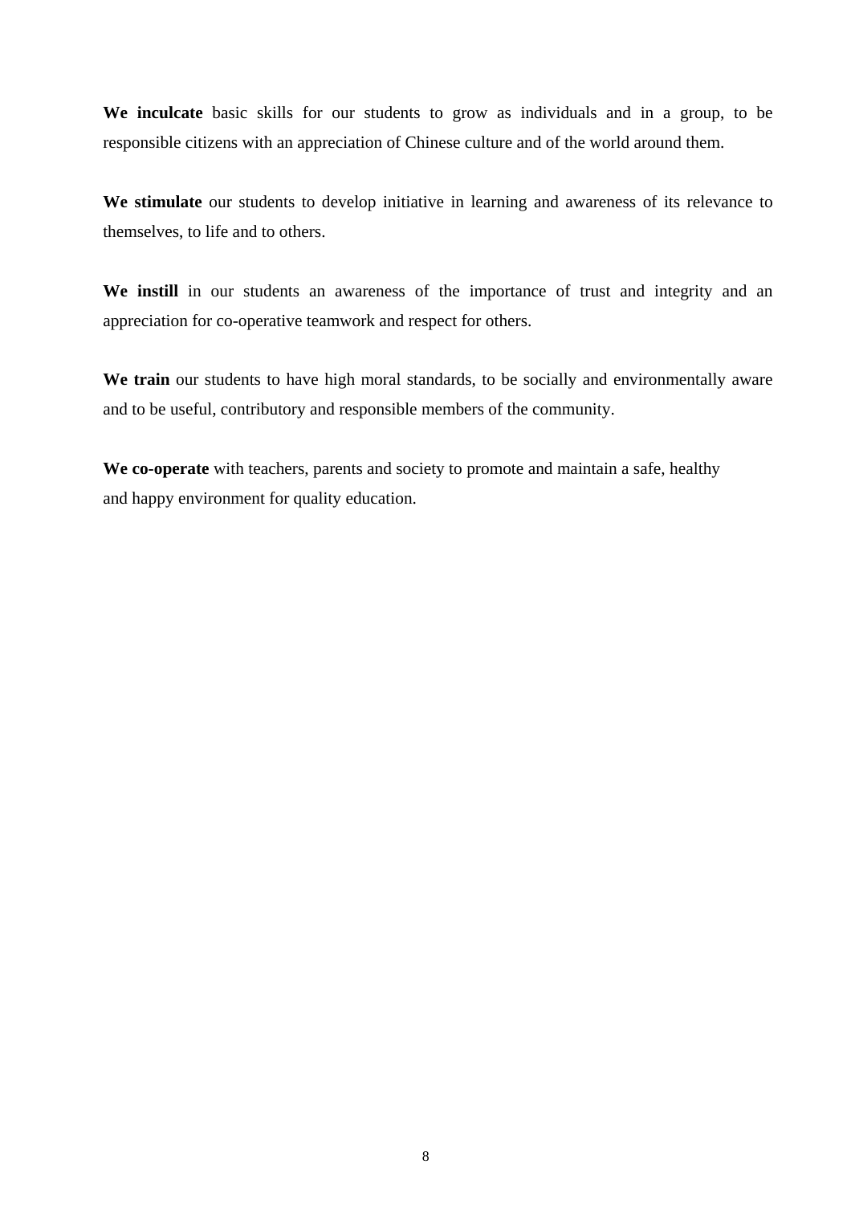**We inculcate** basic skills for our students to grow as individuals and in a group, to be responsible citizens with an appreciation of Chinese culture and of the world around them.

**We stimulate** our students to develop initiative in learning and awareness of its relevance to themselves, to life and to others.

**We instill** in our students an awareness of the importance of trust and integrity and an appreciation for co-operative teamwork and respect for others.

**We train** our students to have high moral standards, to be socially and environmentally aware and to be useful, contributory and responsible members of the community.

**We co-operate** with teachers, parents and society to promote and maintain a safe, healthy and happy environment for quality education.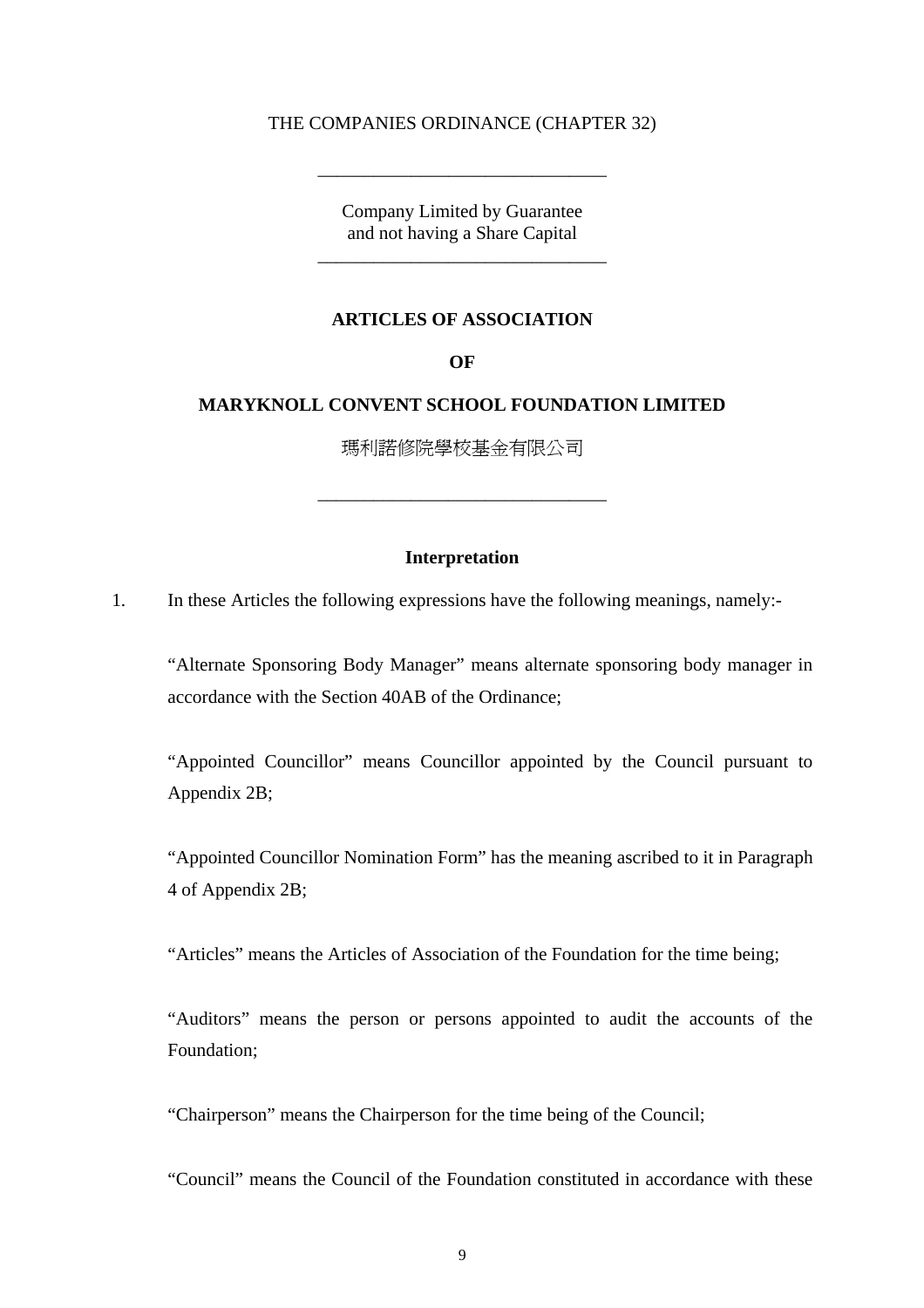THE COMPANIES ORDINANCE (CHAPTER 32)

---

Company Limited by Guarantee
and not having a Share Capital

---

**ARTICLES OF ASSOCIATION**

**OF**

**MARYKNOLL CONVENT SCHOOL FOUNDATION LIMITED**

瑪利諾修院學校基金有限公司

---

**Interpretation**

1. In these Articles the following expressions have the following meanings, namely:-

   "Alternate Sponsoring Body Manager" means alternate sponsoring body manager in accordance with the Section 40AB of the Ordinance;

   "Appointed Councillor" means Councillor appointed by the Council pursuant to Appendix 2B;

   "Appointed Councillor Nomination Form" has the meaning ascribed to it in Paragraph 4 of Appendix 2B;

   "Articles" means the Articles of Association of the Foundation for the time being;

   "Auditors" means the person or persons appointed to audit the accounts of the Foundation;

   "Chairperson" means the Chairperson for the time being of the Council;

   "Council" means the Council of the Foundation constituted in accordance with these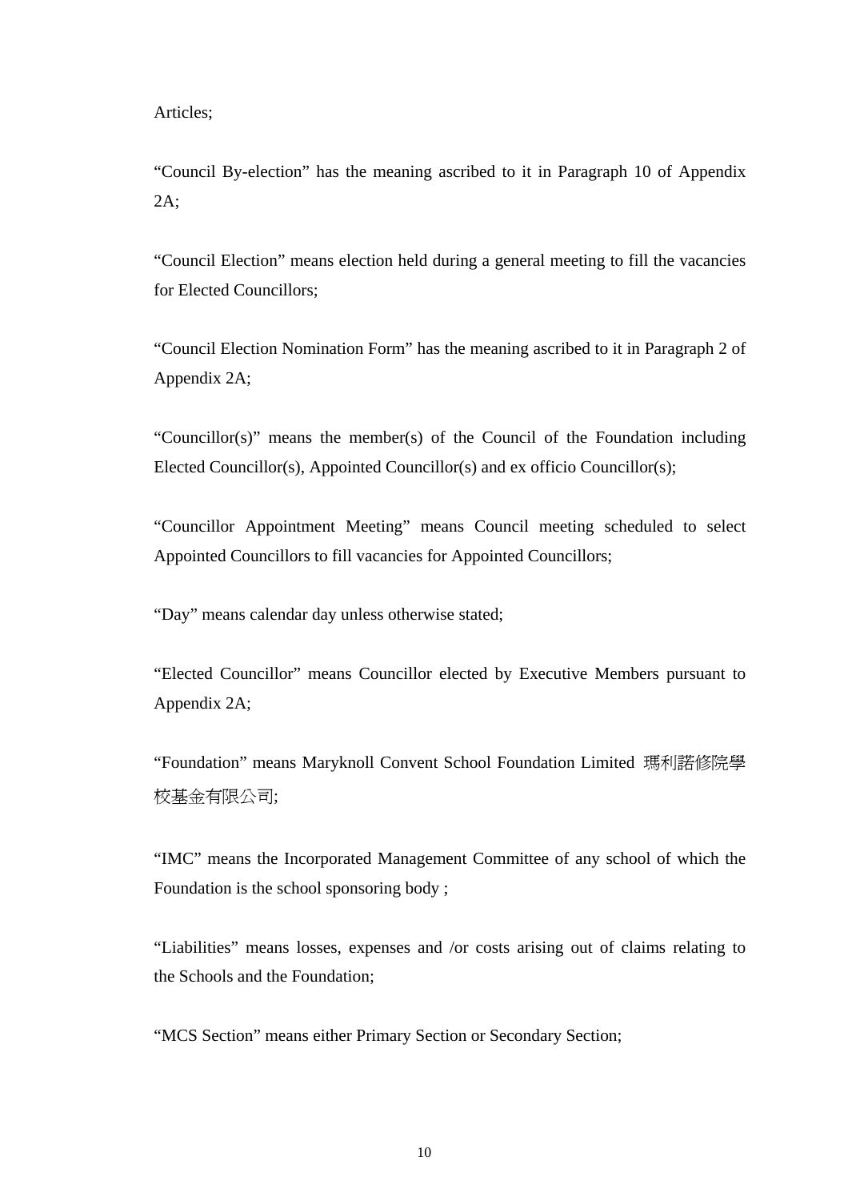Articles;

“Council By-election” has the meaning ascribed to it in Paragraph 10 of Appendix 2A;

“Council Election” means election held during a general meeting to fill the vacancies for Elected Councillors;

“Council Election Nomination Form” has the meaning ascribed to it in Paragraph 2 of Appendix 2A;

“Councillor(s)” means the member(s) of the Council of the Foundation including Elected Councillor(s), Appointed Councillor(s) and ex officio Councillor(s);

“Councillor Appointment Meeting” means Council meeting scheduled to select Appointed Councillors to fill vacancies for Appointed Councillors;

“Day” means calendar day unless otherwise stated;

“Elected Councillor” means Councillor elected by Executive Members pursuant to Appendix 2A;

“Foundation” means Maryknoll Convent School Foundation Limited 瑪利諾修院學校基金有限公司;

“IMC” means the Incorporated Management Committee of any school of which the Foundation is the school sponsoring body ;

“Liabilities” means losses, expenses and /or costs arising out of claims relating to the Schools and the Foundation;

“MCS Section” means either Primary Section or Secondary Section;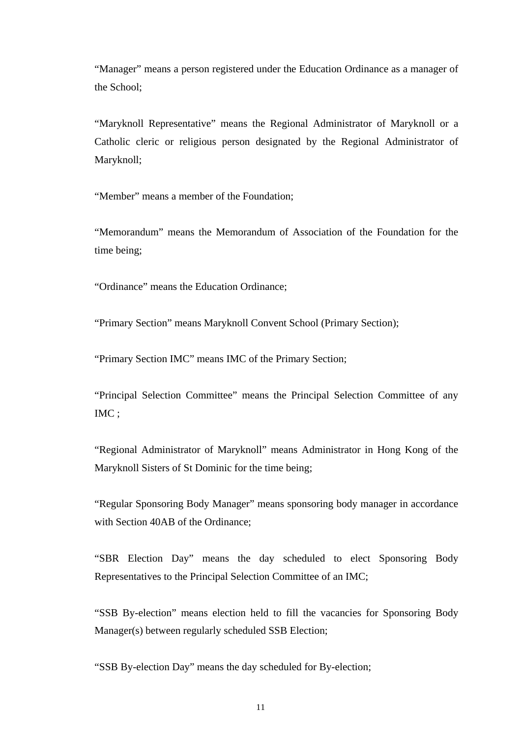"Manager" means a person registered under the Education Ordinance as a manager of the School;

"Maryknoll Representative" means the Regional Administrator of Maryknoll or a Catholic cleric or religious person designated by the Regional Administrator of Maryknoll;

"Member" means a member of the Foundation;

"Memorandum" means the Memorandum of Association of the Foundation for the time being;

"Ordinance" means the Education Ordinance;

"Primary Section" means Maryknoll Convent School (Primary Section);

"Primary Section IMC" means IMC of the Primary Section;

"Principal Selection Committee" means the Principal Selection Committee of any IMC ;

"Regional Administrator of Maryknoll" means Administrator in Hong Kong of the Maryknoll Sisters of St Dominic for the time being;

"Regular Sponsoring Body Manager" means sponsoring body manager in accordance with Section 40AB of the Ordinance;

"SBR Election Day" means the day scheduled to elect Sponsoring Body Representatives to the Principal Selection Committee of an IMC;

"SSB By-election" means election held to fill the vacancies for Sponsoring Body Manager(s) between regularly scheduled SSB Election;

"SSB By-election Day" means the day scheduled for By-election;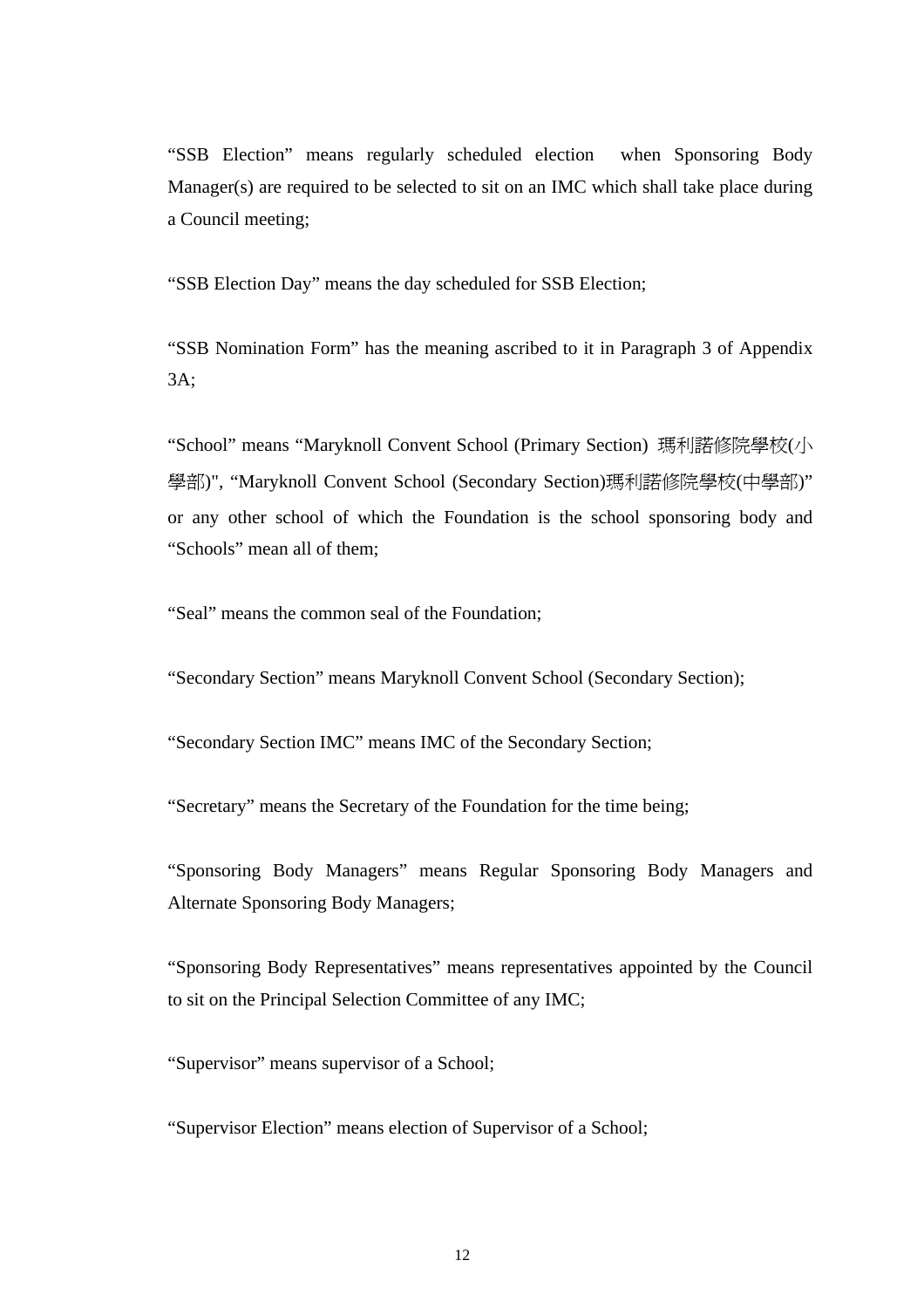“SSB Election” means regularly scheduled election when Sponsoring Body Manager(s) are required to be selected to sit on an IMC which shall take place during a Council meeting;

“SSB Election Day” means the day scheduled for SSB Election;

“SSB Nomination Form” has the meaning ascribed to it in Paragraph 3 of Appendix 3A;

“School” means “Maryknoll Convent School (Primary Section) 瑪利諾修院學校(小學部)", “Maryknoll Convent School (Secondary Section)瑪利諾修院學校(中學部)” or any other school of which the Foundation is the school sponsoring body and “Schools” mean all of them;

“Seal” means the common seal of the Foundation;

“Secondary Section” means Maryknoll Convent School (Secondary Section);

“Secondary Section IMC” means IMC of the Secondary Section;

“Secretary” means the Secretary of the Foundation for the time being;

“Sponsoring Body Managers” means Regular Sponsoring Body Managers and Alternate Sponsoring Body Managers;

“Sponsoring Body Representatives” means representatives appointed by the Council to sit on the Principal Selection Committee of any IMC;

“Supervisor” means supervisor of a School;

“Supervisor Election” means election of Supervisor of a School;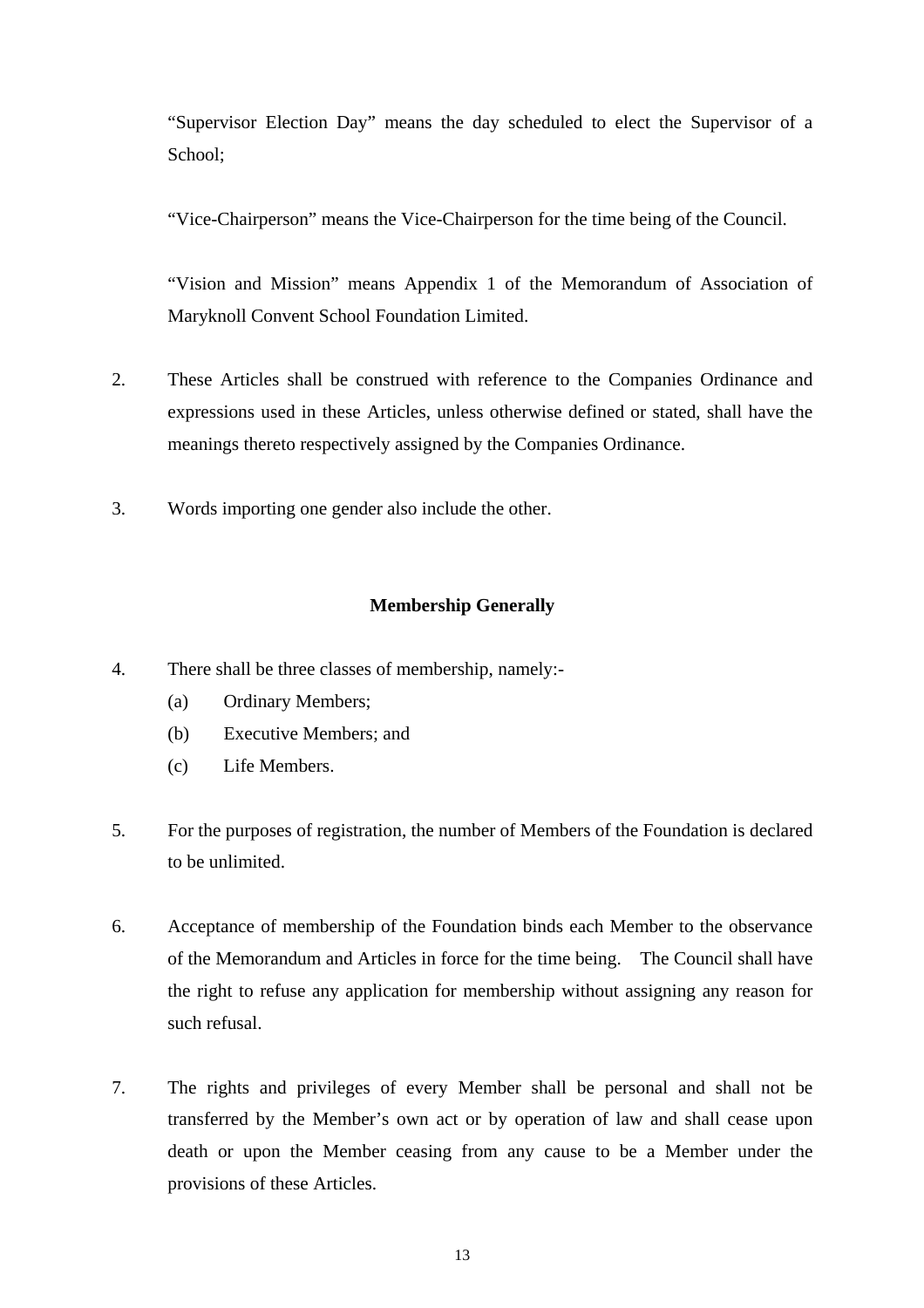"Supervisor Election Day" means the day scheduled to elect the Supervisor of a School;

"Vice-Chairperson" means the Vice-Chairperson for the time being of the Council.

"Vision and Mission" means Appendix 1 of the Memorandum of Association of Maryknoll Convent School Foundation Limited.

2. These Articles shall be construed with reference to the Companies Ordinance and expressions used in these Articles, unless otherwise defined or stated, shall have the meanings thereto respectively assigned by the Companies Ordinance.

3. Words importing one gender also include the other.

## Membership Generally

4. There shall be three classes of membership, namely:-
   (a) Ordinary Members;
   (b) Executive Members; and
   (c) Life Members.

5. For the purposes of registration, the number of Members of the Foundation is declared to be unlimited.

6. Acceptance of membership of the Foundation binds each Member to the observance of the Memorandum and Articles in force for the time being. The Council shall have the right to refuse any application for membership without assigning any reason for such refusal.

7. The rights and privileges of every Member shall be personal and shall not be transferred by the Member's own act or by operation of law and shall cease upon death or upon the Member ceasing from any cause to be a Member under the provisions of these Articles.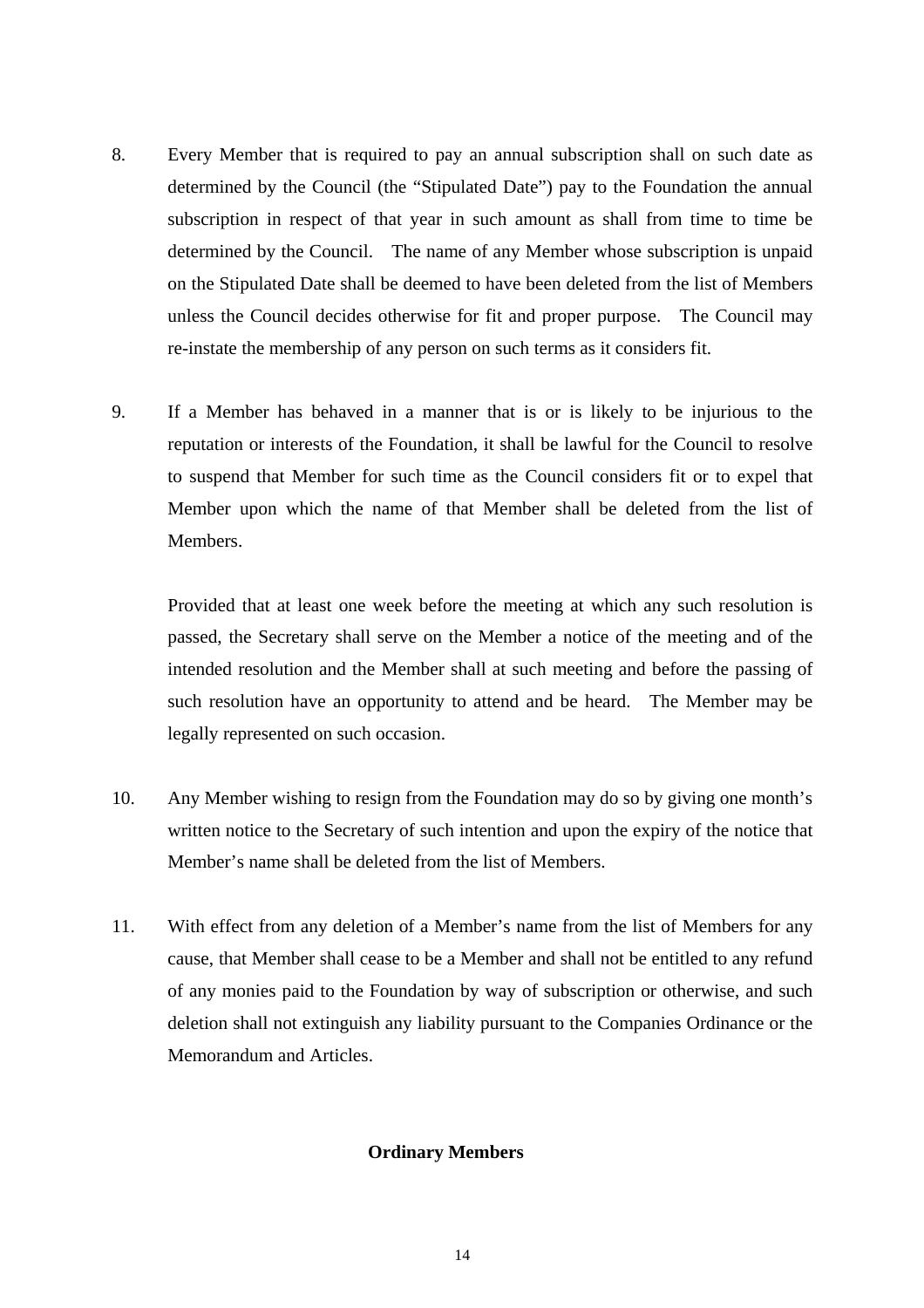8. Every Member that is required to pay an annual subscription shall on such date as determined by the Council (the "Stipulated Date") pay to the Foundation the annual subscription in respect of that year in such amount as shall from time to time be determined by the Council. The name of any Member whose subscription is unpaid on the Stipulated Date shall be deemed to have been deleted from the list of Members unless the Council decides otherwise for fit and proper purpose. The Council may re-instate the membership of any person on such terms as it considers fit.

9. If a Member has behaved in a manner that is or is likely to be injurious to the reputation or interests of the Foundation, it shall be lawful for the Council to resolve to suspend that Member for such time as the Council considers fit or to expel that Member upon which the name of that Member shall be deleted from the list of Members.

   Provided that at least one week before the meeting at which any such resolution is passed, the Secretary shall serve on the Member a notice of the meeting and of the intended resolution and the Member shall at such meeting and before the passing of such resolution have an opportunity to attend and be heard. The Member may be legally represented on such occasion.

10. Any Member wishing to resign from the Foundation may do so by giving one month's written notice to the Secretary of such intention and upon the expiry of the notice that Member's name shall be deleted from the list of Members.

11. With effect from any deletion of a Member's name from the list of Members for any cause, that Member shall cease to be a Member and shall not be entitled to any refund of any monies paid to the Foundation by way of subscription or otherwise, and such deletion shall not extinguish any liability pursuant to the Companies Ordinance or the Memorandum and Articles.

**Ordinary Members**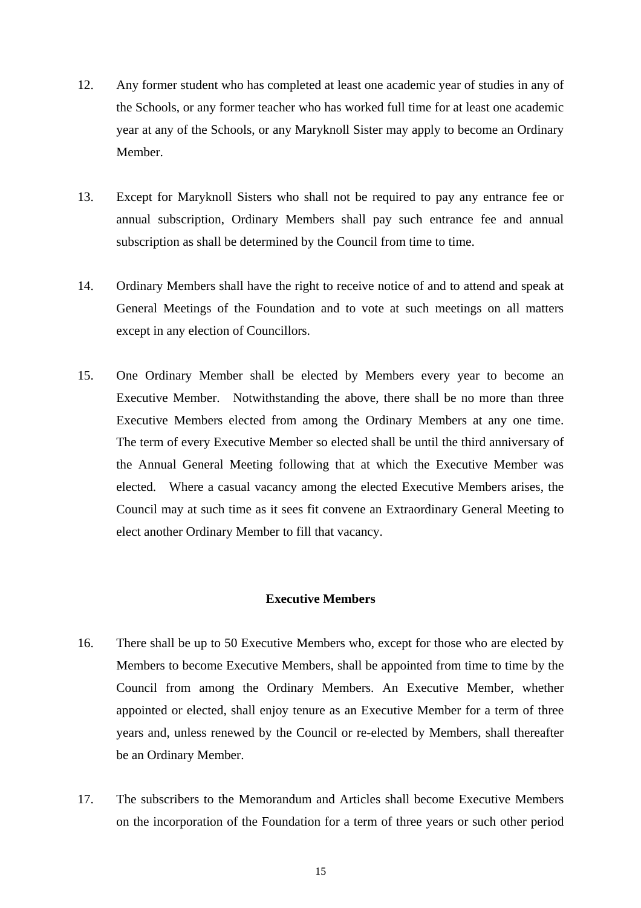12. Any former student who has completed at least one academic year of studies in any of the Schools, or any former teacher who has worked full time for at least one academic year at any of the Schools, or any Maryknoll Sister may apply to become an Ordinary Member.

13. Except for Maryknoll Sisters who shall not be required to pay any entrance fee or annual subscription, Ordinary Members shall pay such entrance fee and annual subscription as shall be determined by the Council from time to time.

14. Ordinary Members shall have the right to receive notice of and to attend and speak at General Meetings of the Foundation and to vote at such meetings on all matters except in any election of Councillors.

15. One Ordinary Member shall be elected by Members every year to become an Executive Member. Notwithstanding the above, there shall be no more than three Executive Members elected from among the Ordinary Members at any one time. The term of every Executive Member so elected shall be until the third anniversary of the Annual General Meeting following that at which the Executive Member was elected. Where a casual vacancy among the elected Executive Members arises, the Council may at such time as it sees fit convene an Extraordinary General Meeting to elect another Ordinary Member to fill that vacancy.

**Executive Members**

16. There shall be up to 50 Executive Members who, except for those who are elected by Members to become Executive Members, shall be appointed from time to time by the Council from among the Ordinary Members. An Executive Member, whether appointed or elected, shall enjoy tenure as an Executive Member for a term of three years and, unless renewed by the Council or re-elected by Members, shall thereafter be an Ordinary Member.

17. The subscribers to the Memorandum and Articles shall become Executive Members on the incorporation of the Foundation for a term of three years or such other period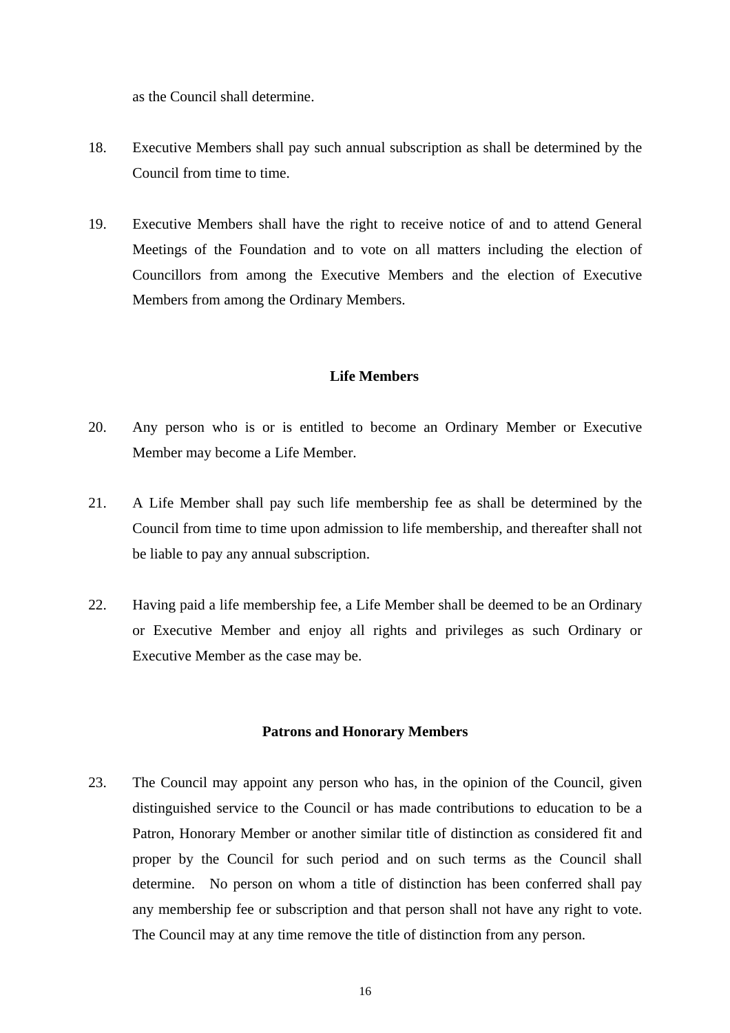as the Council shall determine.

18. Executive Members shall pay such annual subscription as shall be determined by the Council from time to time.

19. Executive Members shall have the right to receive notice of and to attend General Meetings of the Foundation and to vote on all matters including the election of Councillors from among the Executive Members and the election of Executive Members from among the Ordinary Members.

### Life Members

20. Any person who is or is entitled to become an Ordinary Member or Executive Member may become a Life Member.

21. A Life Member shall pay such life membership fee as shall be determined by the Council from time to time upon admission to life membership, and thereafter shall not be liable to pay any annual subscription.

22. Having paid a life membership fee, a Life Member shall be deemed to be an Ordinary or Executive Member and enjoy all rights and privileges as such Ordinary or Executive Member as the case may be.

### Patrons and Honorary Members

23. The Council may appoint any person who has, in the opinion of the Council, given distinguished service to the Council or has made contributions to education to be a Patron, Honorary Member or another similar title of distinction as considered fit and proper by the Council for such period and on such terms as the Council shall determine. No person on whom a title of distinction has been conferred shall pay any membership fee or subscription and that person shall not have any right to vote. The Council may at any time remove the title of distinction from any person.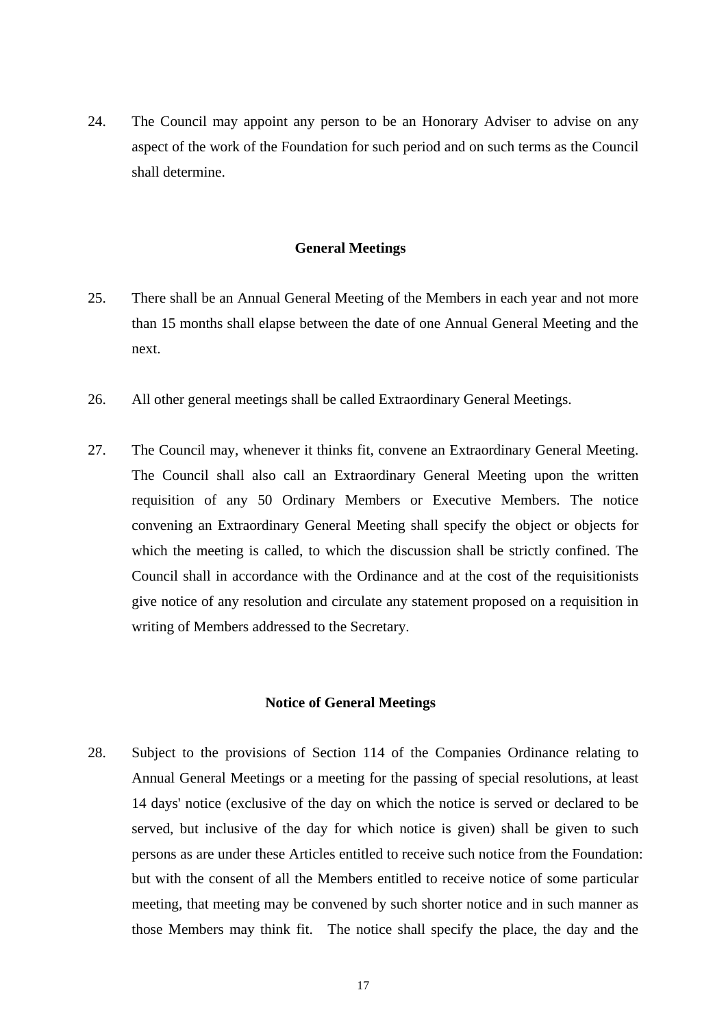24. The Council may appoint any person to be an Honorary Adviser to advise on any aspect of the work of the Foundation for such period and on such terms as the Council shall determine.

## General Meetings

25. There shall be an Annual General Meeting of the Members in each year and not more than 15 months shall elapse between the date of one Annual General Meeting and the next.

26. All other general meetings shall be called Extraordinary General Meetings.

27. The Council may, whenever it thinks fit, convene an Extraordinary General Meeting. The Council shall also call an Extraordinary General Meeting upon the written requisition of any 50 Ordinary Members or Executive Members. The notice convening an Extraordinary General Meeting shall specify the object or objects for which the meeting is called, to which the discussion shall be strictly confined. The Council shall in accordance with the Ordinance and at the cost of the requisitionists give notice of any resolution and circulate any statement proposed on a requisition in writing of Members addressed to the Secretary.

## Notice of General Meetings

28. Subject to the provisions of Section 114 of the Companies Ordinance relating to Annual General Meetings or a meeting for the passing of special resolutions, at least 14 days' notice (exclusive of the day on which the notice is served or declared to be served, but inclusive of the day for which notice is given) shall be given to such persons as are under these Articles entitled to receive such notice from the Foundation: but with the consent of all the Members entitled to receive notice of some particular meeting, that meeting may be convened by such shorter notice and in such manner as those Members may think fit. The notice shall specify the place, the day and the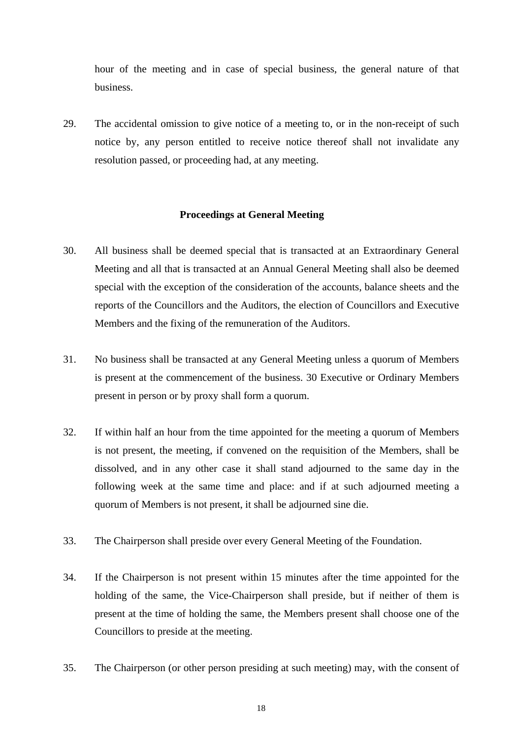hour of the meeting and in case of special business, the general nature of that business.

29. The accidental omission to give notice of a meeting to, or in the non-receipt of such notice by, any person entitled to receive notice thereof shall not invalidate any resolution passed, or proceeding had, at any meeting.

### Proceedings at General Meeting

30. All business shall be deemed special that is transacted at an Extraordinary General Meeting and all that is transacted at an Annual General Meeting shall also be deemed special with the exception of the consideration of the accounts, balance sheets and the reports of the Councillors and the Auditors, the election of Councillors and Executive Members and the fixing of the remuneration of the Auditors.

31. No business shall be transacted at any General Meeting unless a quorum of Members is present at the commencement of the business. 30 Executive or Ordinary Members present in person or by proxy shall form a quorum.

32. If within half an hour from the time appointed for the meeting a quorum of Members is not present, the meeting, if convened on the requisition of the Members, shall be dissolved, and in any other case it shall stand adjourned to the same day in the following week at the same time and place: and if at such adjourned meeting a quorum of Members is not present, it shall be adjourned sine die.

33. The Chairperson shall preside over every General Meeting of the Foundation.

34. If the Chairperson is not present within 15 minutes after the time appointed for the holding of the same, the Vice-Chairperson shall preside, but if neither of them is present at the time of holding the same, the Members present shall choose one of the Councillors to preside at the meeting.

35. The Chairperson (or other person presiding at such meeting) may, with the consent of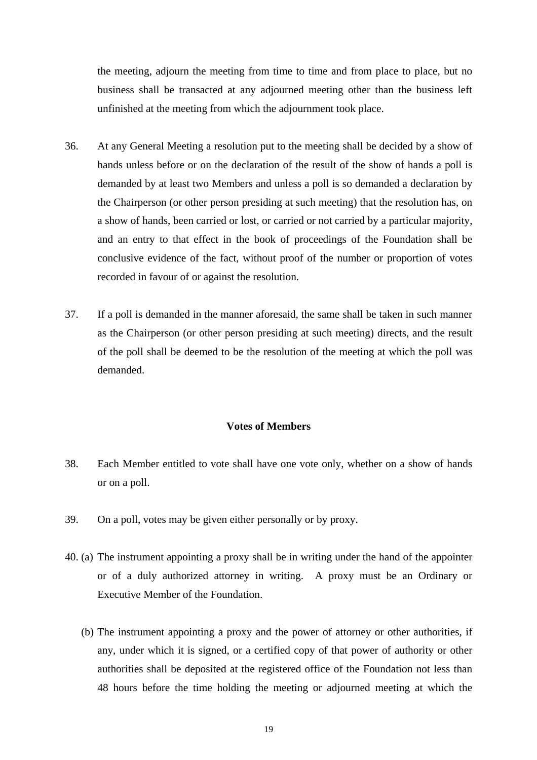the meeting, adjourn the meeting from time to time and from place to place, but no business shall be transacted at any adjourned meeting other than the business left unfinished at the meeting from which the adjournment took place.

36. At any General Meeting a resolution put to the meeting shall be decided by a show of hands unless before or on the declaration of the result of the show of hands a poll is demanded by at least two Members and unless a poll is so demanded a declaration by the Chairperson (or other person presiding at such meeting) that the resolution has, on a show of hands, been carried or lost, or carried or not carried by a particular majority, and an entry to that effect in the book of proceedings of the Foundation shall be conclusive evidence of the fact, without proof of the number or proportion of votes recorded in favour of or against the resolution.

37. If a poll is demanded in the manner aforesaid, the same shall be taken in such manner as the Chairperson (or other person presiding at such meeting) directs, and the result of the poll shall be deemed to be the resolution of the meeting at which the poll was demanded.

### Votes of Members

38. Each Member entitled to vote shall have one vote only, whether on a show of hands or on a poll.

39. On a poll, votes may be given either personally or by proxy.

40. (a) The instrument appointing a proxy shall be in writing under the hand of the appointer or of a duly authorized attorney in writing. A proxy must be an Ordinary or Executive Member of the Foundation.

(b) The instrument appointing a proxy and the power of attorney or other authorities, if any, under which it is signed, or a certified copy of that power of authority or other authorities shall be deposited at the registered office of the Foundation not less than 48 hours before the time holding the meeting or adjourned meeting at which the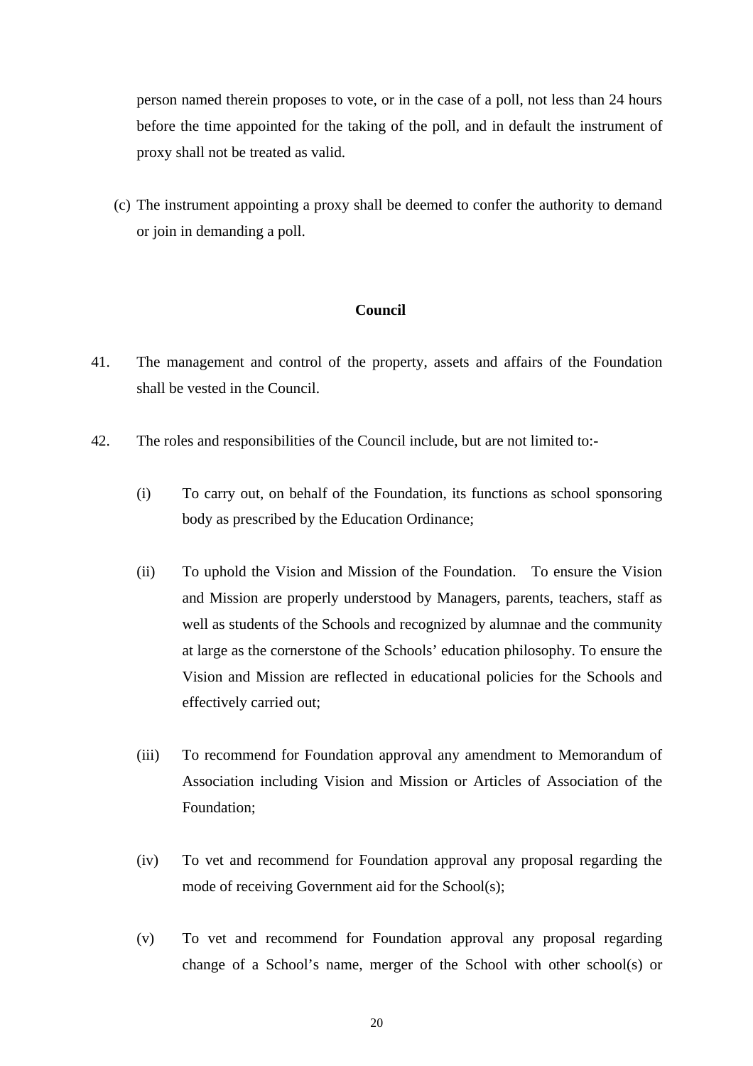person named therein proposes to vote, or in the case of a poll, not less than 24 hours before the time appointed for the taking of the poll, and in default the instrument of proxy shall not be treated as valid.

(c) The instrument appointing a proxy shall be deemed to confer the authority to demand or join in demanding a poll.

**Council**

41. The management and control of the property, assets and affairs of the Foundation shall be vested in the Council.

42. The roles and responsibilities of the Council include, but are not limited to:-

(i) To carry out, on behalf of the Foundation, its functions as school sponsoring body as prescribed by the Education Ordinance;

(ii) To uphold the Vision and Mission of the Foundation. To ensure the Vision and Mission are properly understood by Managers, parents, teachers, staff as well as students of the Schools and recognized by alumnae and the community at large as the cornerstone of the Schools' education philosophy. To ensure the Vision and Mission are reflected in educational policies for the Schools and effectively carried out;

(iii) To recommend for Foundation approval any amendment to Memorandum of Association including Vision and Mission or Articles of Association of the Foundation;

(iv) To vet and recommend for Foundation approval any proposal regarding the mode of receiving Government aid for the School(s);

(v) To vet and recommend for Foundation approval any proposal regarding change of a School's name, merger of the School with other school(s) or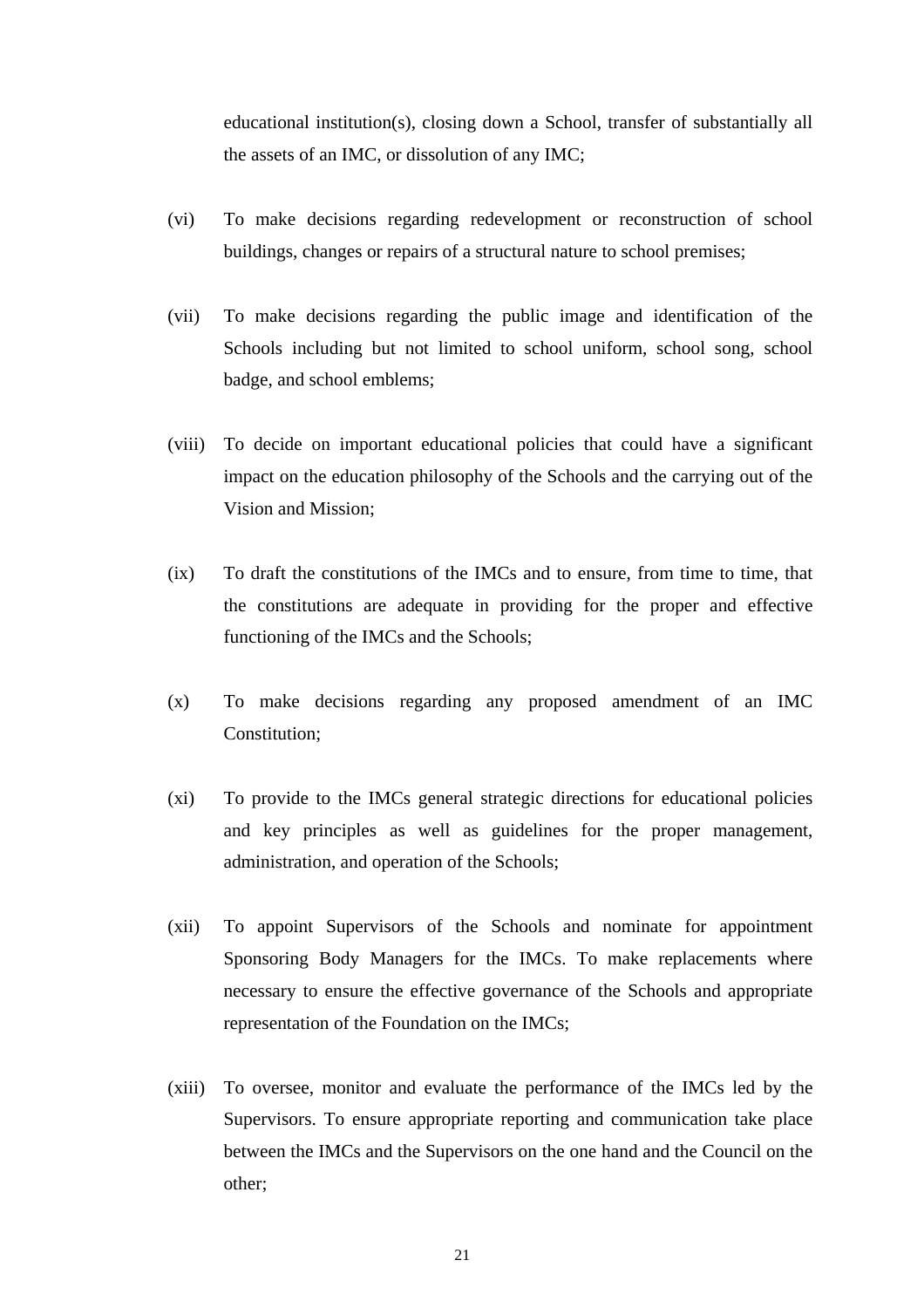educational institution(s), closing down a School, transfer of substantially all the assets of an IMC, or dissolution of any IMC;

(vi) To make decisions regarding redevelopment or reconstruction of school buildings, changes or repairs of a structural nature to school premises;

(vii) To make decisions regarding the public image and identification of the Schools including but not limited to school uniform, school song, school badge, and school emblems;

(viii) To decide on important educational policies that could have a significant impact on the education philosophy of the Schools and the carrying out of the Vision and Mission;

(ix) To draft the constitutions of the IMCs and to ensure, from time to time, that the constitutions are adequate in providing for the proper and effective functioning of the IMCs and the Schools;

(x) To make decisions regarding any proposed amendment of an IMC Constitution;

(xi) To provide to the IMCs general strategic directions for educational policies and key principles as well as guidelines for the proper management, administration, and operation of the Schools;

(xii) To appoint Supervisors of the Schools and nominate for appointment Sponsoring Body Managers for the IMCs. To make replacements where necessary to ensure the effective governance of the Schools and appropriate representation of the Foundation on the IMCs;

(xiii) To oversee, monitor and evaluate the performance of the IMCs led by the Supervisors. To ensure appropriate reporting and communication take place between the IMCs and the Supervisors on the one hand and the Council on the other;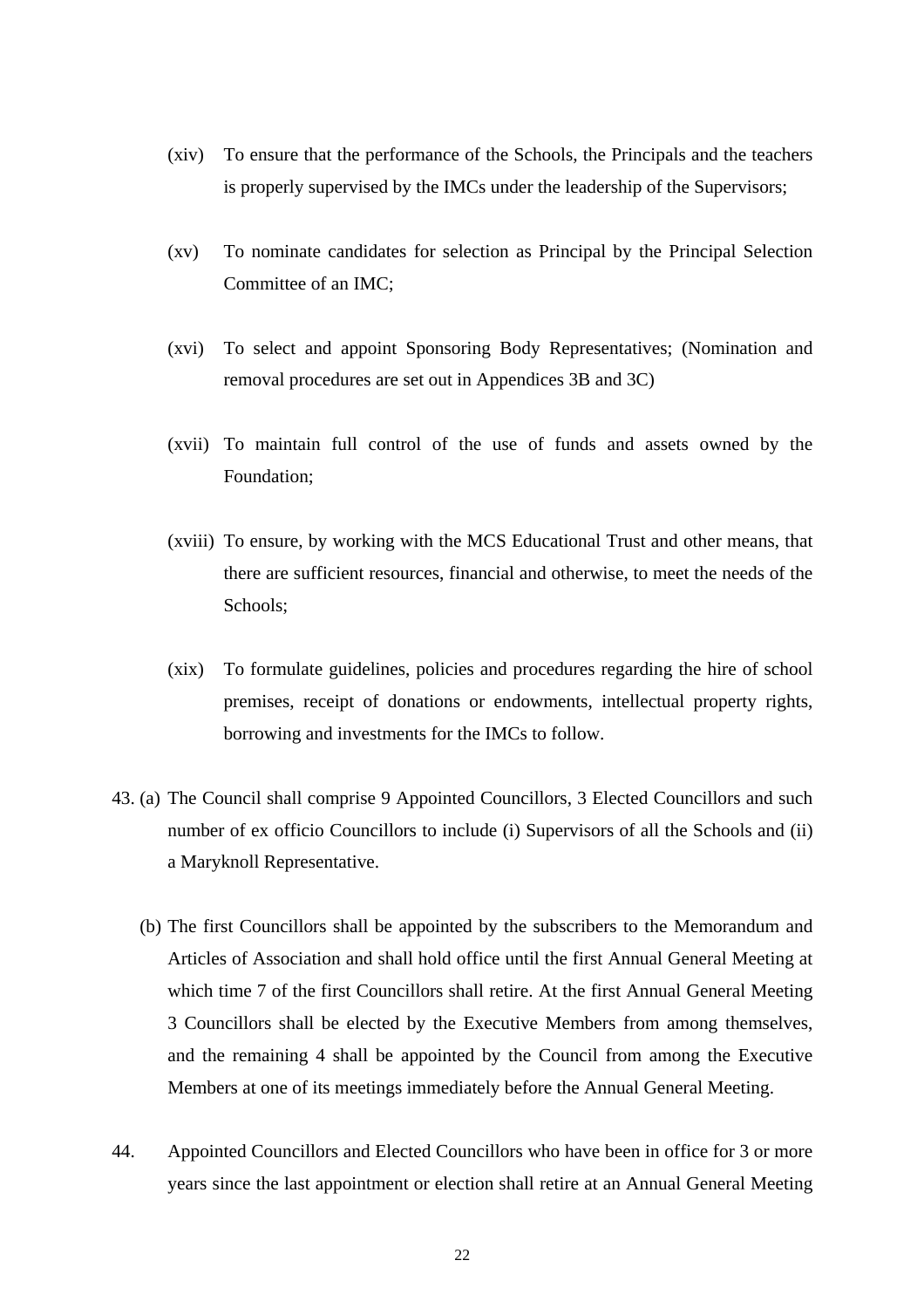(xiv) To ensure that the performance of the Schools, the Principals and the teachers is properly supervised by the IMCs under the leadership of the Supervisors;

(xv) To nominate candidates for selection as Principal by the Principal Selection Committee of an IMC;

(xvi) To select and appoint Sponsoring Body Representatives; (Nomination and removal procedures are set out in Appendices 3B and 3C)

(xvii) To maintain full control of the use of funds and assets owned by the Foundation;

(xviii) To ensure, by working with the MCS Educational Trust and other means, that there are sufficient resources, financial and otherwise, to meet the needs of the Schools;

(xix) To formulate guidelines, policies and procedures regarding the hire of school premises, receipt of donations or endowments, intellectual property rights, borrowing and investments for the IMCs to follow.

43. (a) The Council shall comprise 9 Appointed Councillors, 3 Elected Councillors and such number of ex officio Councillors to include (i) Supervisors of all the Schools and (ii) a Maryknoll Representative.

(b) The first Councillors shall be appointed by the subscribers to the Memorandum and Articles of Association and shall hold office until the first Annual General Meeting at which time 7 of the first Councillors shall retire. At the first Annual General Meeting 3 Councillors shall be elected by the Executive Members from among themselves, and the remaining 4 shall be appointed by the Council from among the Executive Members at one of its meetings immediately before the Annual General Meeting.

44. Appointed Councillors and Elected Councillors who have been in office for 3 or more years since the last appointment or election shall retire at an Annual General Meeting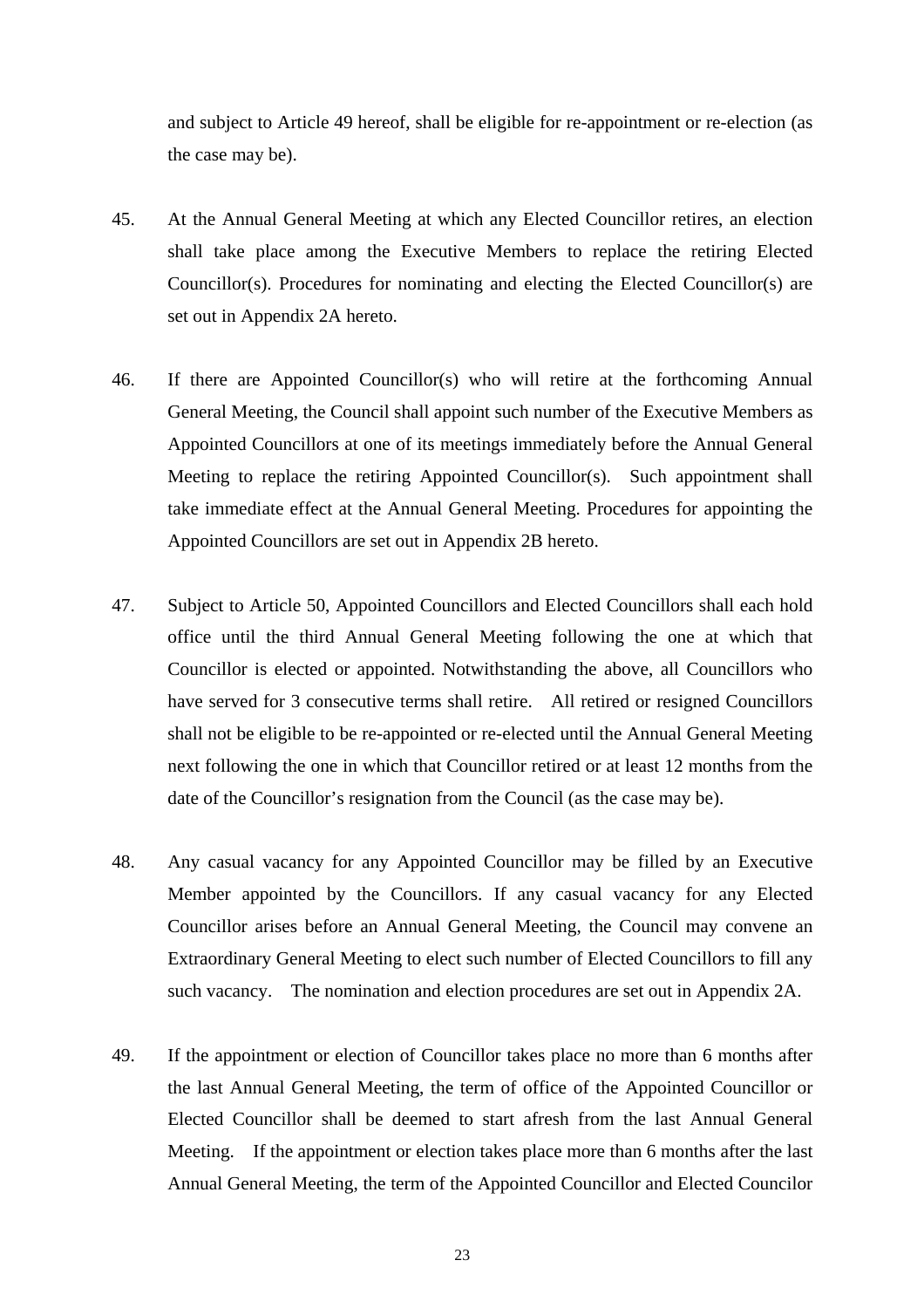and subject to Article 49 hereof, shall be eligible for re-appointment or re-election (as the case may be).

45. At the Annual General Meeting at which any Elected Councillor retires, an election shall take place among the Executive Members to replace the retiring Elected Councillor(s). Procedures for nominating and electing the Elected Councillor(s) are set out in Appendix 2A hereto.

46. If there are Appointed Councillor(s) who will retire at the forthcoming Annual General Meeting, the Council shall appoint such number of the Executive Members as Appointed Councillors at one of its meetings immediately before the Annual General Meeting to replace the retiring Appointed Councillor(s). Such appointment shall take immediate effect at the Annual General Meeting. Procedures for appointing the Appointed Councillors are set out in Appendix 2B hereto.

47. Subject to Article 50, Appointed Councillors and Elected Councillors shall each hold office until the third Annual General Meeting following the one at which that Councillor is elected or appointed. Notwithstanding the above, all Councillors who have served for 3 consecutive terms shall retire. All retired or resigned Councillors shall not be eligible to be re-appointed or re-elected until the Annual General Meeting next following the one in which that Councillor retired or at least 12 months from the date of the Councillor's resignation from the Council (as the case may be).

48. Any casual vacancy for any Appointed Councillor may be filled by an Executive Member appointed by the Councillors. If any casual vacancy for any Elected Councillor arises before an Annual General Meeting, the Council may convene an Extraordinary General Meeting to elect such number of Elected Councillors to fill any such vacancy. The nomination and election procedures are set out in Appendix 2A.

49. If the appointment or election of Councillor takes place no more than 6 months after the last Annual General Meeting, the term of office of the Appointed Councillor or Elected Councillor shall be deemed to start afresh from the last Annual General Meeting. If the appointment or election takes place more than 6 months after the last Annual General Meeting, the term of the Appointed Councillor and Elected Councilor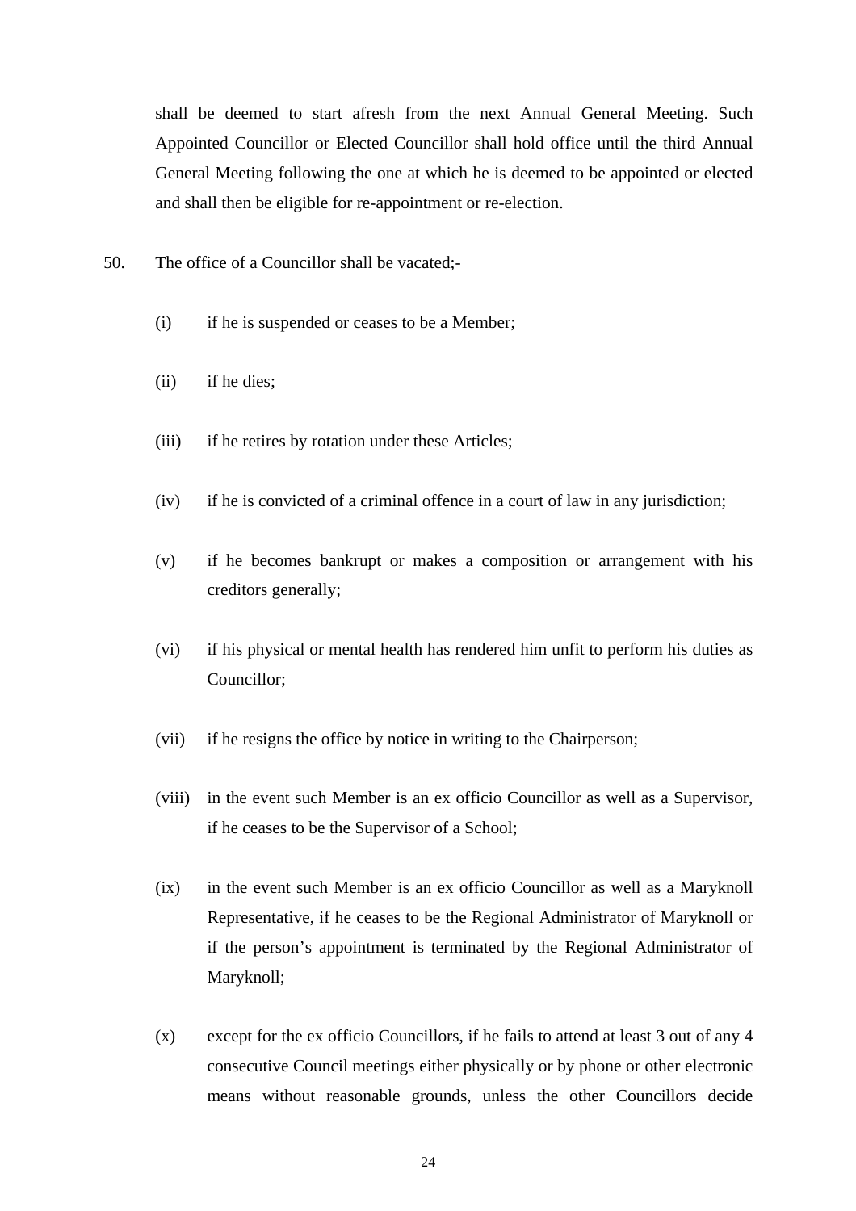shall be deemed to start afresh from the next Annual General Meeting. Such Appointed Councillor or Elected Councillor shall hold office until the third Annual General Meeting following the one at which he is deemed to be appointed or elected and shall then be eligible for re-appointment or re-election.

50. The office of a Councillor shall be vacated;-

(i) if he is suspended or ceases to be a Member;

(ii) if he dies;

(iii) if he retires by rotation under these Articles;

(iv) if he is convicted of a criminal offence in a court of law in any jurisdiction;

(v) if he becomes bankrupt or makes a composition or arrangement with his creditors generally;

(vi) if his physical or mental health has rendered him unfit to perform his duties as Councillor;

(vii) if he resigns the office by notice in writing to the Chairperson;

(viii) in the event such Member is an ex officio Councillor as well as a Supervisor, if he ceases to be the Supervisor of a School;

(ix) in the event such Member is an ex officio Councillor as well as a Maryknoll Representative, if he ceases to be the Regional Administrator of Maryknoll or if the person's appointment is terminated by the Regional Administrator of Maryknoll;

(x) except for the ex officio Councillors, if he fails to attend at least 3 out of any 4 consecutive Council meetings either physically or by phone or other electronic means without reasonable grounds, unless the other Councillors decide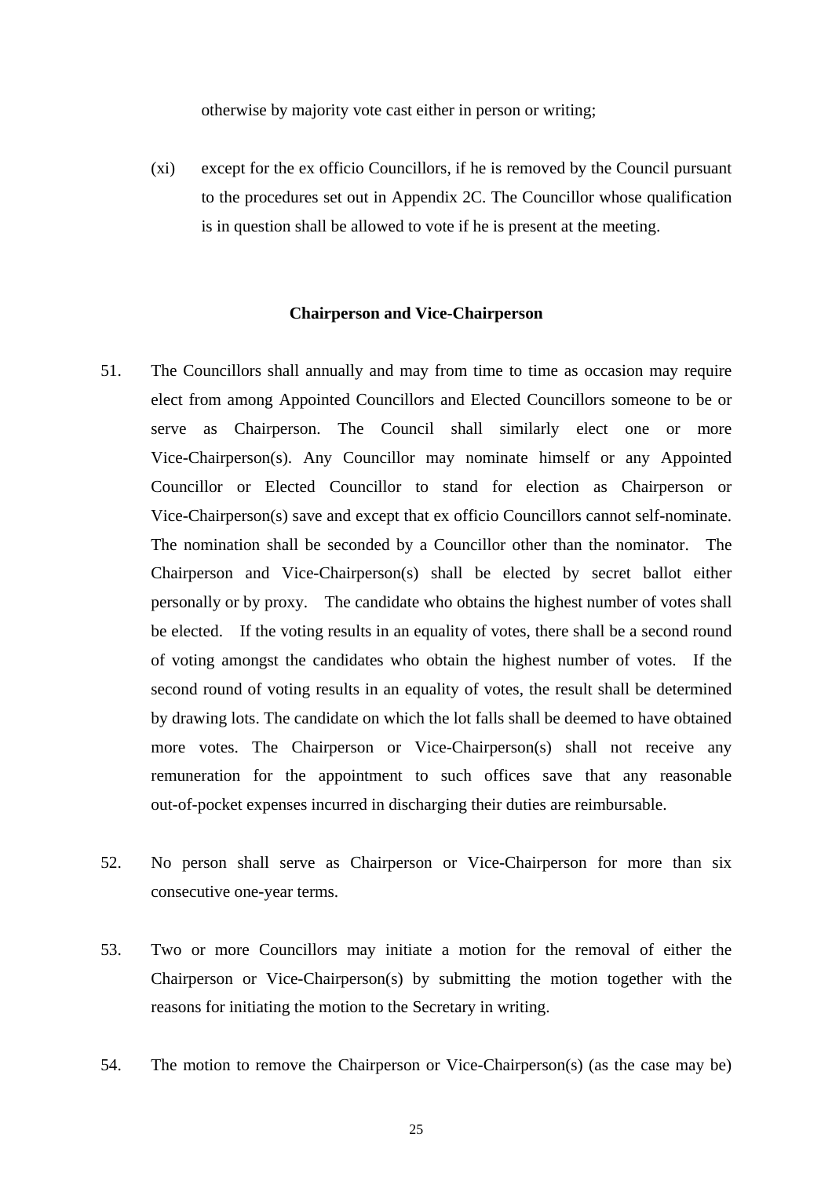otherwise by majority vote cast either in person or writing;

(xi) except for the ex officio Councillors, if he is removed by the Council pursuant to the procedures set out in Appendix 2C. The Councillor whose qualification is in question shall be allowed to vote if he is present at the meeting.

### Chairperson and Vice-Chairperson

51. The Councillors shall annually and may from time to time as occasion may require elect from among Appointed Councillors and Elected Councillors someone to be or serve as Chairperson. The Council shall similarly elect one or more Vice-Chairperson(s). Any Councillor may nominate himself or any Appointed Councillor or Elected Councillor to stand for election as Chairperson or Vice-Chairperson(s) save and except that ex officio Councillors cannot self-nominate. The nomination shall be seconded by a Councillor other than the nominator. The Chairperson and Vice-Chairperson(s) shall be elected by secret ballot either personally or by proxy. The candidate who obtains the highest number of votes shall be elected. If the voting results in an equality of votes, there shall be a second round of voting amongst the candidates who obtain the highest number of votes. If the second round of voting results in an equality of votes, the result shall be determined by drawing lots. The candidate on which the lot falls shall be deemed to have obtained more votes. The Chairperson or Vice-Chairperson(s) shall not receive any remuneration for the appointment to such offices save that any reasonable out-of-pocket expenses incurred in discharging their duties are reimbursable.

52. No person shall serve as Chairperson or Vice-Chairperson for more than six consecutive one-year terms.

53. Two or more Councillors may initiate a motion for the removal of either the Chairperson or Vice-Chairperson(s) by submitting the motion together with the reasons for initiating the motion to the Secretary in writing.

54. The motion to remove the Chairperson or Vice-Chairperson(s) (as the case may be)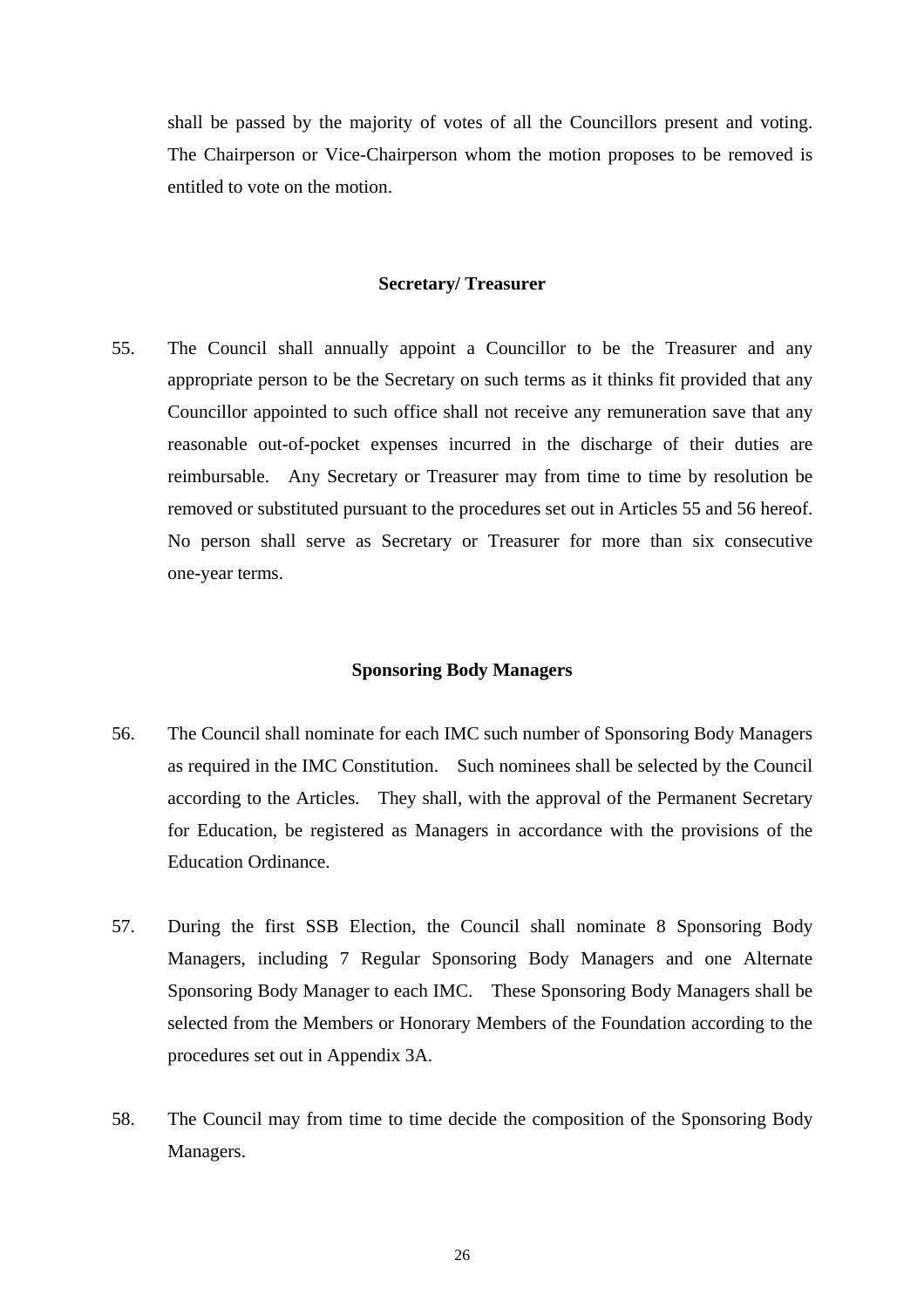shall be passed by the majority of votes of all the Councillors present and voting. The Chairperson or Vice-Chairperson whom the motion proposes to be removed is entitled to vote on the motion.

**Secretary/ Treasurer**

55. The Council shall annually appoint a Councillor to be the Treasurer and any appropriate person to be the Secretary on such terms as it thinks fit provided that any Councillor appointed to such office shall not receive any remuneration save that any reasonable out-of-pocket expenses incurred in the discharge of their duties are reimbursable. Any Secretary or Treasurer may from time to time by resolution be removed or substituted pursuant to the procedures set out in Articles 55 and 56 hereof. No person shall serve as Secretary or Treasurer for more than six consecutive one-year terms.

**Sponsoring Body Managers**

56. The Council shall nominate for each IMC such number of Sponsoring Body Managers as required in the IMC Constitution. Such nominees shall be selected by the Council according to the Articles. They shall, with the approval of the Permanent Secretary for Education, be registered as Managers in accordance with the provisions of the Education Ordinance.

57. During the first SSB Election, the Council shall nominate 8 Sponsoring Body Managers, including 7 Regular Sponsoring Body Managers and one Alternate Sponsoring Body Manager to each IMC. These Sponsoring Body Managers shall be selected from the Members or Honorary Members of the Foundation according to the procedures set out in Appendix 3A.

58. The Council may from time to time decide the composition of the Sponsoring Body Managers.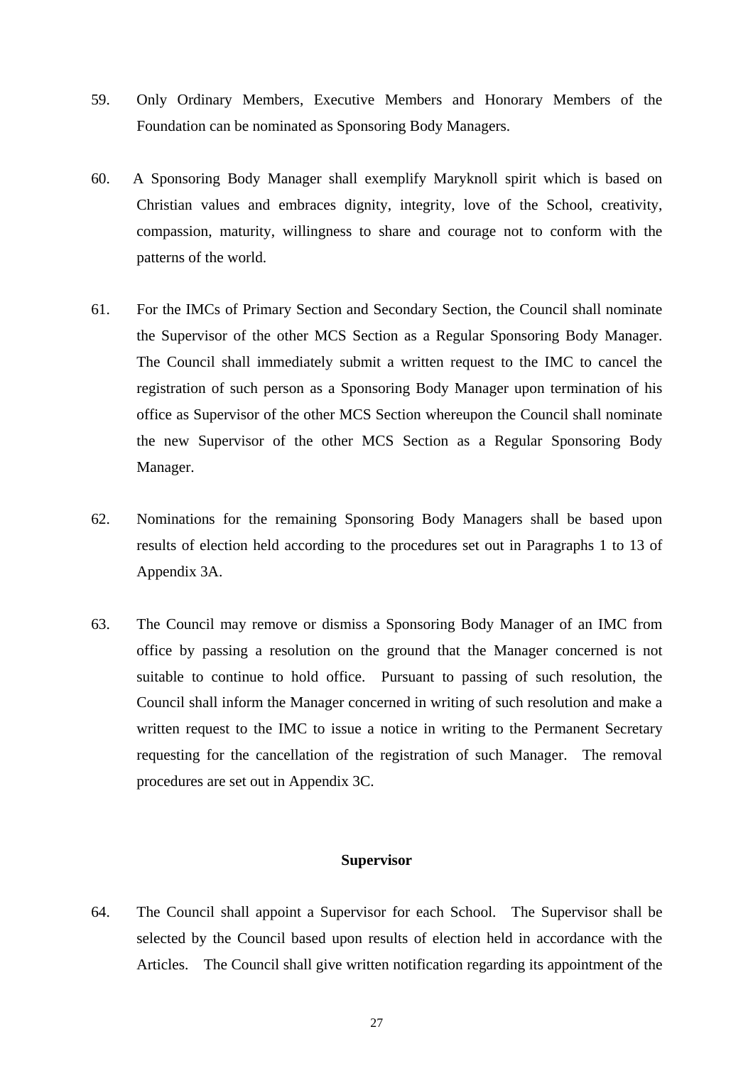59. Only Ordinary Members, Executive Members and Honorary Members of the Foundation can be nominated as Sponsoring Body Managers.

60. A Sponsoring Body Manager shall exemplify Maryknoll spirit which is based on Christian values and embraces dignity, integrity, love of the School, creativity, compassion, maturity, willingness to share and courage not to conform with the patterns of the world.

61. For the IMCs of Primary Section and Secondary Section, the Council shall nominate the Supervisor of the other MCS Section as a Regular Sponsoring Body Manager. The Council shall immediately submit a written request to the IMC to cancel the registration of such person as a Sponsoring Body Manager upon termination of his office as Supervisor of the other MCS Section whereupon the Council shall nominate the new Supervisor of the other MCS Section as a Regular Sponsoring Body Manager.

62. Nominations for the remaining Sponsoring Body Managers shall be based upon results of election held according to the procedures set out in Paragraphs 1 to 13 of Appendix 3A.

63. The Council may remove or dismiss a Sponsoring Body Manager of an IMC from office by passing a resolution on the ground that the Manager concerned is not suitable to continue to hold office. Pursuant to passing of such resolution, the Council shall inform the Manager concerned in writing of such resolution and make a written request to the IMC to issue a notice in writing to the Permanent Secretary requesting for the cancellation of the registration of such Manager. The removal procedures are set out in Appendix 3C.

**Supervisor**

64. The Council shall appoint a Supervisor for each School. The Supervisor shall be selected by the Council based upon results of election held in accordance with the Articles. The Council shall give written notification regarding its appointment of the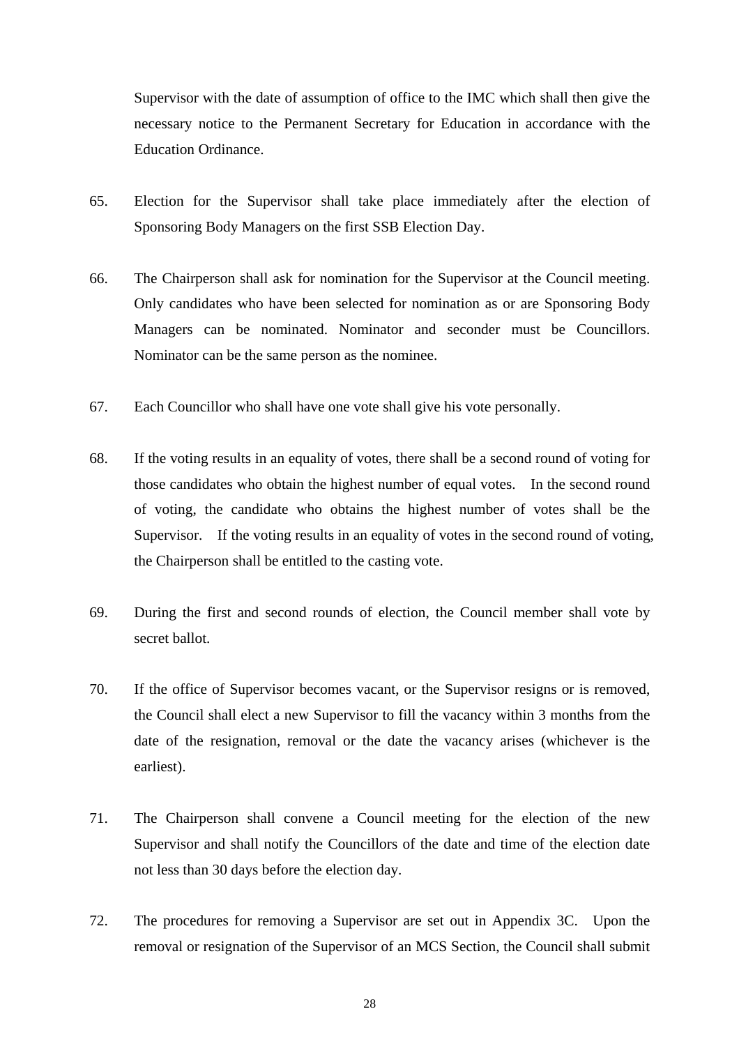Supervisor with the date of assumption of office to the IMC which shall then give the necessary notice to the Permanent Secretary for Education in accordance with the Education Ordinance.

65. Election for the Supervisor shall take place immediately after the election of Sponsoring Body Managers on the first SSB Election Day.

66. The Chairperson shall ask for nomination for the Supervisor at the Council meeting. Only candidates who have been selected for nomination as or are Sponsoring Body Managers can be nominated. Nominator and seconder must be Councillors. Nominator can be the same person as the nominee.

67. Each Councillor who shall have one vote shall give his vote personally.

68. If the voting results in an equality of votes, there shall be a second round of voting for those candidates who obtain the highest number of equal votes. In the second round of voting, the candidate who obtains the highest number of votes shall be the Supervisor. If the voting results in an equality of votes in the second round of voting, the Chairperson shall be entitled to the casting vote.

69. During the first and second rounds of election, the Council member shall vote by secret ballot.

70. If the office of Supervisor becomes vacant, or the Supervisor resigns or is removed, the Council shall elect a new Supervisor to fill the vacancy within 3 months from the date of the resignation, removal or the date the vacancy arises (whichever is the earliest).

71. The Chairperson shall convene a Council meeting for the election of the new Supervisor and shall notify the Councillors of the date and time of the election date not less than 30 days before the election day.

72. The procedures for removing a Supervisor are set out in Appendix 3C. Upon the removal or resignation of the Supervisor of an MCS Section, the Council shall submit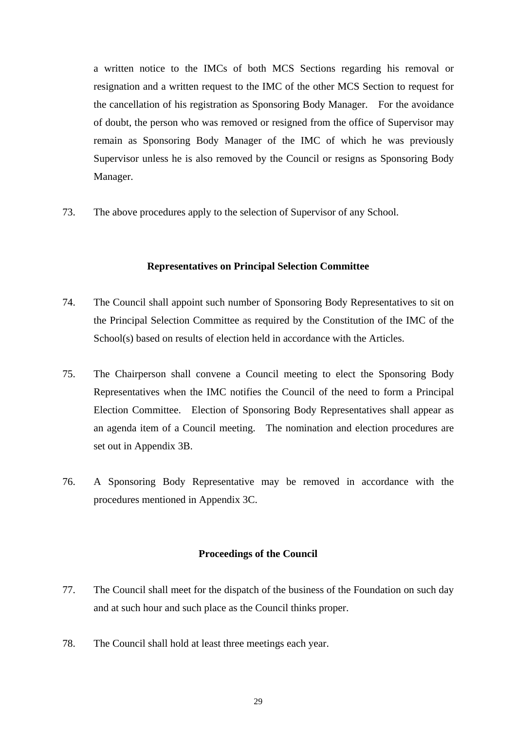a written notice to the IMCs of both MCS Sections regarding his removal or resignation and a written request to the IMC of the other MCS Section to request for the cancellation of his registration as Sponsoring Body Manager. For the avoidance of doubt, the person who was removed or resigned from the office of Supervisor may remain as Sponsoring Body Manager of the IMC of which he was previously Supervisor unless he is also removed by the Council or resigns as Sponsoring Body Manager.

73. The above procedures apply to the selection of Supervisor of any School.

### Representatives on Principal Selection Committee

74. The Council shall appoint such number of Sponsoring Body Representatives to sit on the Principal Selection Committee as required by the Constitution of the IMC of the School(s) based on results of election held in accordance with the Articles.

75. The Chairperson shall convene a Council meeting to elect the Sponsoring Body Representatives when the IMC notifies the Council of the need to form a Principal Election Committee. Election of Sponsoring Body Representatives shall appear as an agenda item of a Council meeting. The nomination and election procedures are set out in Appendix 3B.

76. A Sponsoring Body Representative may be removed in accordance with the procedures mentioned in Appendix 3C.

### Proceedings of the Council

77. The Council shall meet for the dispatch of the business of the Foundation on such day and at such hour and such place as the Council thinks proper.

78. The Council shall hold at least three meetings each year.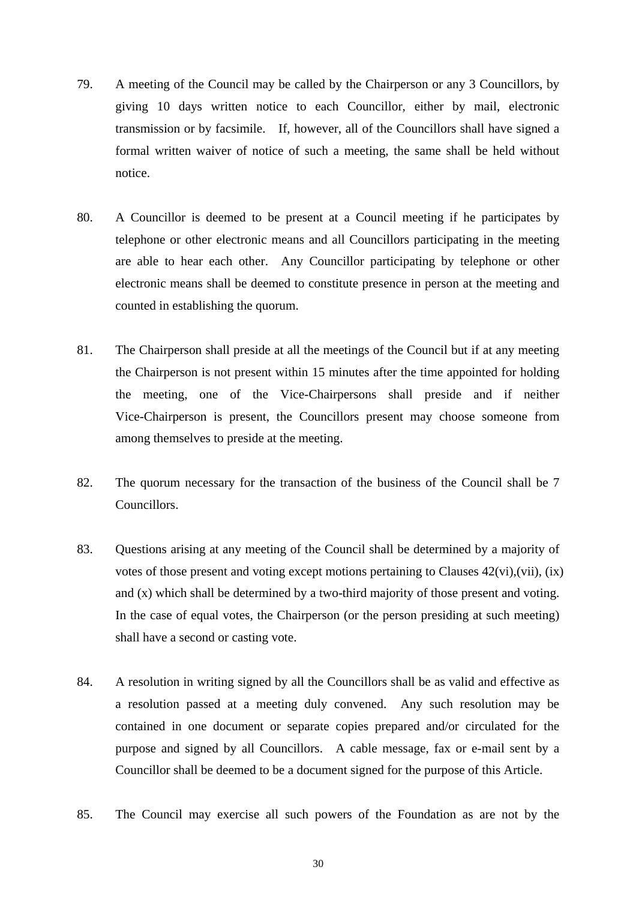79. A meeting of the Council may be called by the Chairperson or any 3 Councillors, by giving 10 days written notice to each Councillor, either by mail, electronic transmission or by facsimile. If, however, all of the Councillors shall have signed a formal written waiver of notice of such a meeting, the same shall be held without notice.

80. A Councillor is deemed to be present at a Council meeting if he participates by telephone or other electronic means and all Councillors participating in the meeting are able to hear each other. Any Councillor participating by telephone or other electronic means shall be deemed to constitute presence in person at the meeting and counted in establishing the quorum.

81. The Chairperson shall preside at all the meetings of the Council but if at any meeting the Chairperson is not present within 15 minutes after the time appointed for holding the meeting, one of the Vice-Chairpersons shall preside and if neither Vice-Chairperson is present, the Councillors present may choose someone from among themselves to preside at the meeting.

82. The quorum necessary for the transaction of the business of the Council shall be 7 Councillors.

83. Questions arising at any meeting of the Council shall be determined by a majority of votes of those present and voting except motions pertaining to Clauses 42(vi),(vii), (ix) and (x) which shall be determined by a two-third majority of those present and voting. In the case of equal votes, the Chairperson (or the person presiding at such meeting) shall have a second or casting vote.

84. A resolution in writing signed by all the Councillors shall be as valid and effective as a resolution passed at a meeting duly convened. Any such resolution may be contained in one document or separate copies prepared and/or circulated for the purpose and signed by all Councillors. A cable message, fax or e-mail sent by a Councillor shall be deemed to be a document signed for the purpose of this Article.

85. The Council may exercise all such powers of the Foundation as are not by the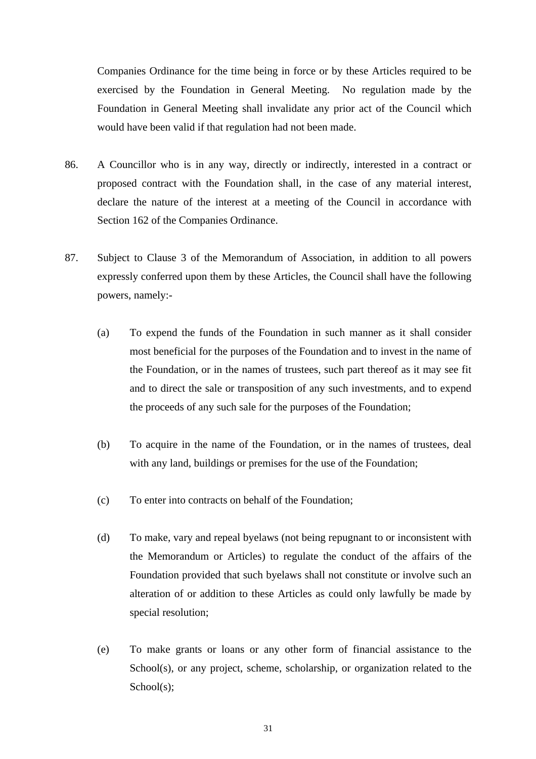Companies Ordinance for the time being in force or by these Articles required to be exercised by the Foundation in General Meeting. No regulation made by the Foundation in General Meeting shall invalidate any prior act of the Council which would have been valid if that regulation had not been made.

86. A Councillor who is in any way, directly or indirectly, interested in a contract or proposed contract with the Foundation shall, in the case of any material interest, declare the nature of the interest at a meeting of the Council in accordance with Section 162 of the Companies Ordinance.

87. Subject to Clause 3 of the Memorandum of Association, in addition to all powers expressly conferred upon them by these Articles, the Council shall have the following powers, namely:-

   (a) To expend the funds of the Foundation in such manner as it shall consider most beneficial for the purposes of the Foundation and to invest in the name of the Foundation, or in the names of trustees, such part thereof as it may see fit and to direct the sale or transposition of any such investments, and to expend the proceeds of any such sale for the purposes of the Foundation;

   (b) To acquire in the name of the Foundation, or in the names of trustees, deal with any land, buildings or premises for the use of the Foundation;

   (c) To enter into contracts on behalf of the Foundation;

   (d) To make, vary and repeal byelaws (not being repugnant to or inconsistent with the Memorandum or Articles) to regulate the conduct of the affairs of the Foundation provided that such byelaws shall not constitute or involve such an alteration of or addition to these Articles as could only lawfully be made by special resolution;

   (e) To make grants or loans or any other form of financial assistance to the School(s), or any project, scheme, scholarship, or organization related to the School(s);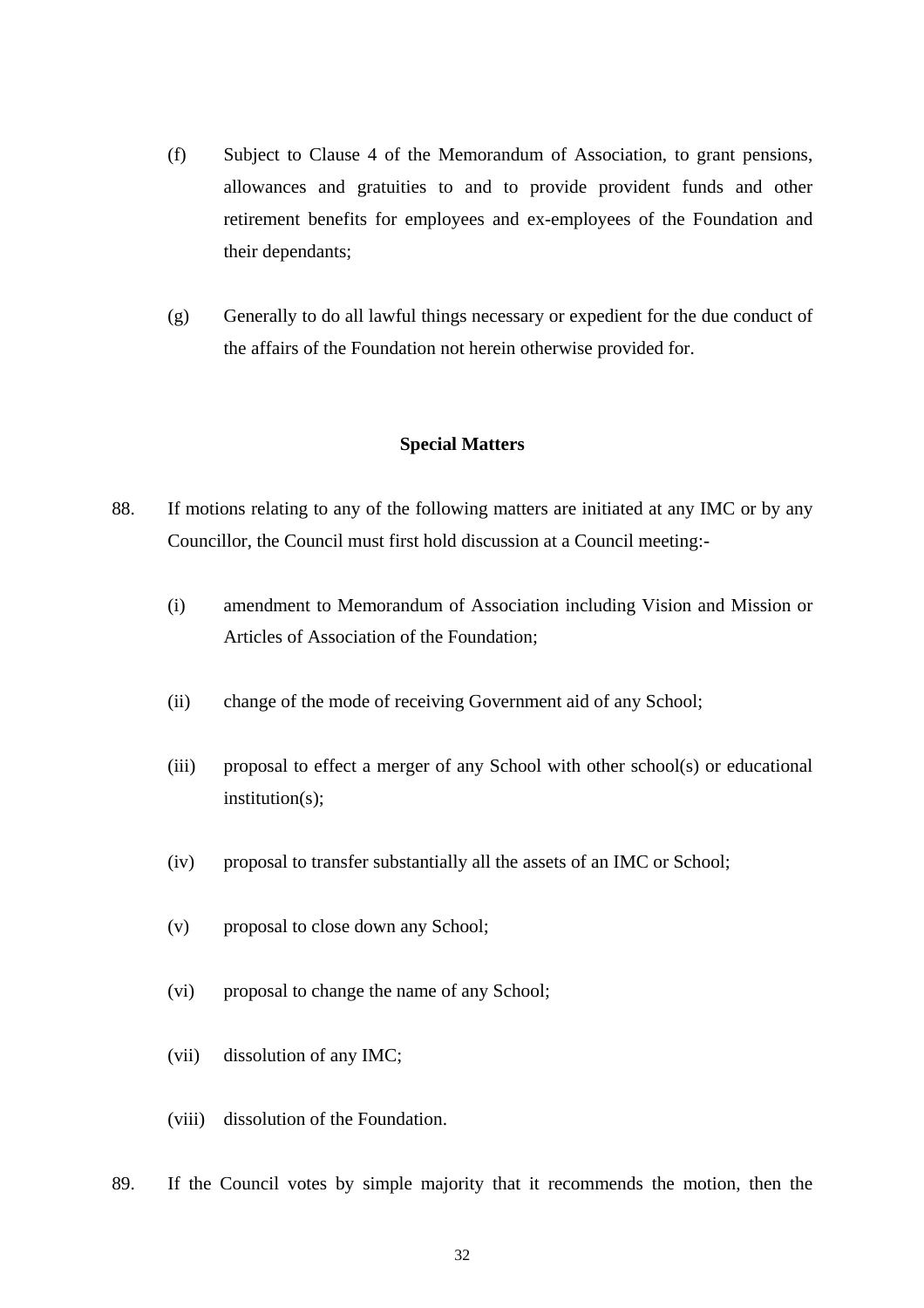(f) Subject to Clause 4 of the Memorandum of Association, to grant pensions, allowances and gratuities to and to provide provident funds and other retirement benefits for employees and ex-employees of the Foundation and their dependants;

(g) Generally to do all lawful things necessary or expedient for the due conduct of the affairs of the Foundation not herein otherwise provided for.

**Special Matters**

88. If motions relating to any of the following matters are initiated at any IMC or by any Councillor, the Council must first hold discussion at a Council meeting:-

(i) amendment to Memorandum of Association including Vision and Mission or Articles of Association of the Foundation;

(ii) change of the mode of receiving Government aid of any School;

(iii) proposal to effect a merger of any School with other school(s) or educational institution(s);

(iv) proposal to transfer substantially all the assets of an IMC or School;

(v) proposal to close down any School;

(vi) proposal to change the name of any School;

(vii) dissolution of any IMC;

(viii) dissolution of the Foundation.

89. If the Council votes by simple majority that it recommends the motion, then the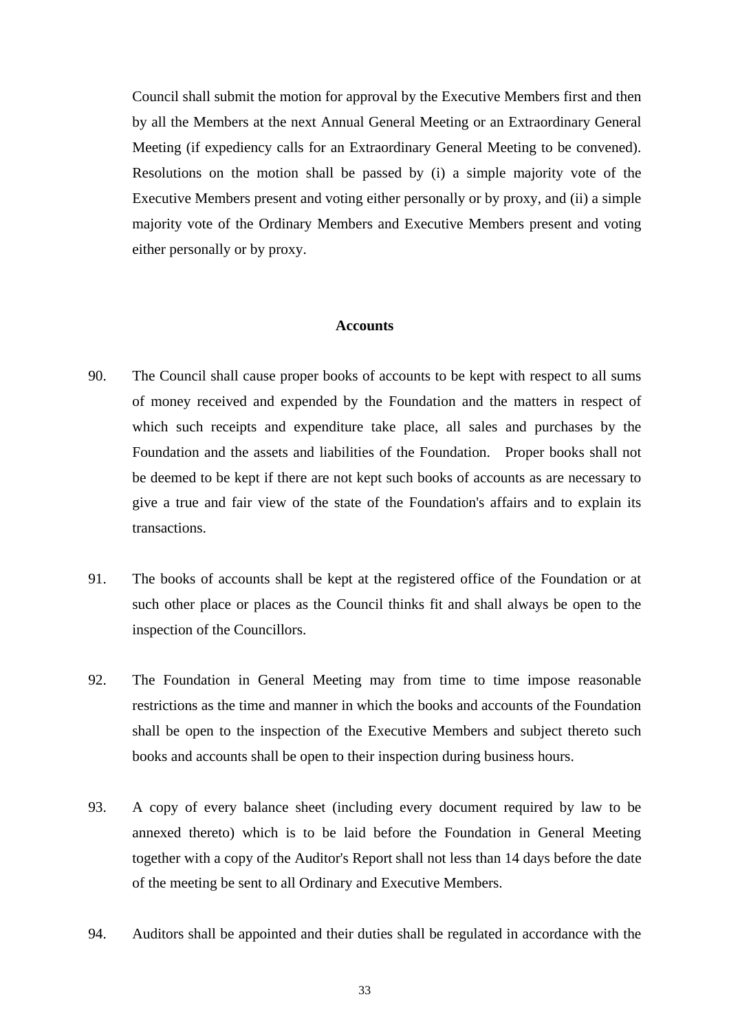Council shall submit the motion for approval by the Executive Members first and then by all the Members at the next Annual General Meeting or an Extraordinary General Meeting (if expediency calls for an Extraordinary General Meeting to be convened). Resolutions on the motion shall be passed by (i) a simple majority vote of the Executive Members present and voting either personally or by proxy, and (ii) a simple majority vote of the Ordinary Members and Executive Members present and voting either personally or by proxy.

**Accounts**

90. The Council shall cause proper books of accounts to be kept with respect to all sums of money received and expended by the Foundation and the matters in respect of which such receipts and expenditure take place, all sales and purchases by the Foundation and the assets and liabilities of the Foundation. Proper books shall not be deemed to be kept if there are not kept such books of accounts as are necessary to give a true and fair view of the state of the Foundation's affairs and to explain its transactions.

91. The books of accounts shall be kept at the registered office of the Foundation or at such other place or places as the Council thinks fit and shall always be open to the inspection of the Councillors.

92. The Foundation in General Meeting may from time to time impose reasonable restrictions as the time and manner in which the books and accounts of the Foundation shall be open to the inspection of the Executive Members and subject thereto such books and accounts shall be open to their inspection during business hours.

93. A copy of every balance sheet (including every document required by law to be annexed thereto) which is to be laid before the Foundation in General Meeting together with a copy of the Auditor's Report shall not less than 14 days before the date of the meeting be sent to all Ordinary and Executive Members.

94. Auditors shall be appointed and their duties shall be regulated in accordance with the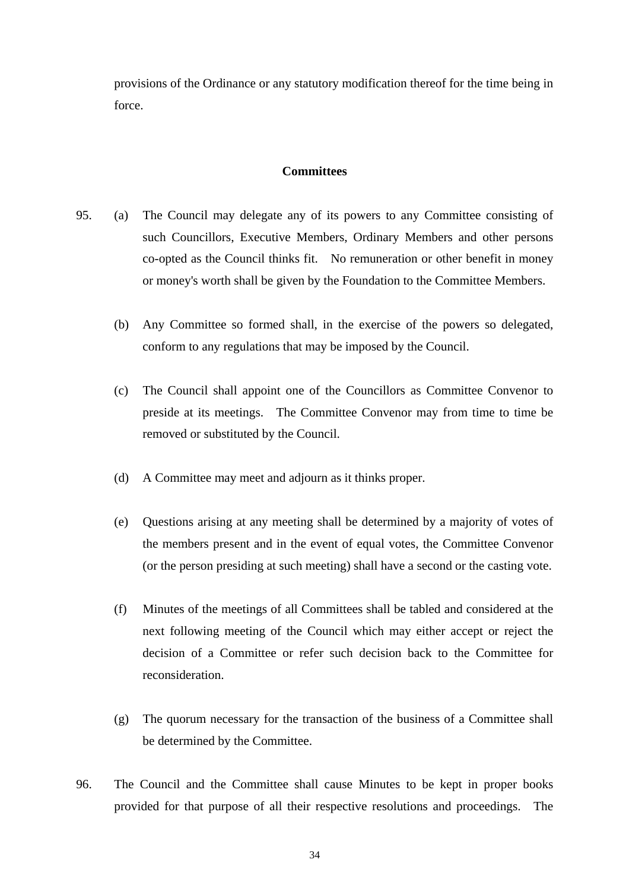provisions of the Ordinance or any statutory modification thereof for the time being in force.

## Committees

95. (a) The Council may delegate any of its powers to any Committee consisting of such Councillors, Executive Members, Ordinary Members and other persons co-opted as the Council thinks fit. No remuneration or other benefit in money or money's worth shall be given by the Foundation to the Committee Members.

    (b) Any Committee so formed shall, in the exercise of the powers so delegated, conform to any regulations that may be imposed by the Council.

    (c) The Council shall appoint one of the Councillors as Committee Convenor to preside at its meetings. The Committee Convenor may from time to time be removed or substituted by the Council.

    (d) A Committee may meet and adjourn as it thinks proper.

    (e) Questions arising at any meeting shall be determined by a majority of votes of the members present and in the event of equal votes, the Committee Convenor (or the person presiding at such meeting) shall have a second or the casting vote.

    (f) Minutes of the meetings of all Committees shall be tabled and considered at the next following meeting of the Council which may either accept or reject the decision of a Committee or refer such decision back to the Committee for reconsideration.

    (g) The quorum necessary for the transaction of the business of a Committee shall be determined by the Committee.

96. The Council and the Committee shall cause Minutes to be kept in proper books provided for that purpose of all their respective resolutions and proceedings. The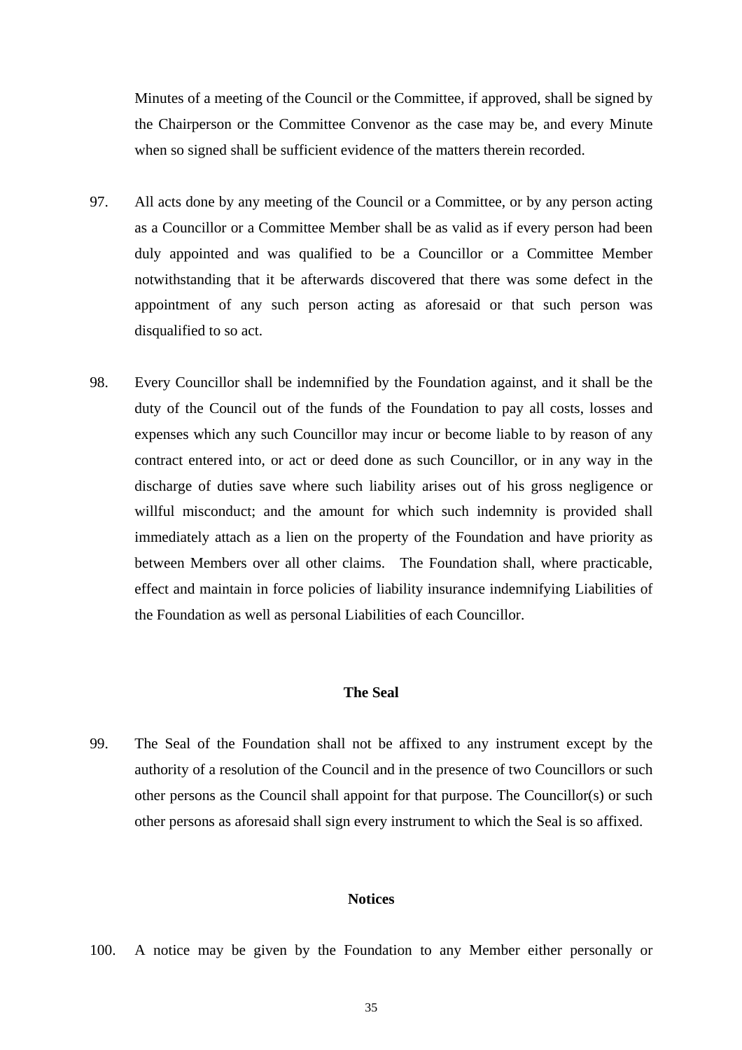Minutes of a meeting of the Council or the Committee, if approved, shall be signed by the Chairperson or the Committee Convenor as the case may be, and every Minute when so signed shall be sufficient evidence of the matters therein recorded.

97. All acts done by any meeting of the Council or a Committee, or by any person acting as a Councillor or a Committee Member shall be as valid as if every person had been duly appointed and was qualified to be a Councillor or a Committee Member notwithstanding that it be afterwards discovered that there was some defect in the appointment of any such person acting as aforesaid or that such person was disqualified to so act.

98. Every Councillor shall be indemnified by the Foundation against, and it shall be the duty of the Council out of the funds of the Foundation to pay all costs, losses and expenses which any such Councillor may incur or become liable to by reason of any contract entered into, or act or deed done as such Councillor, or in any way in the discharge of duties save where such liability arises out of his gross negligence or willful misconduct; and the amount for which such indemnity is provided shall immediately attach as a lien on the property of the Foundation and have priority as between Members over all other claims. The Foundation shall, where practicable, effect and maintain in force policies of liability insurance indemnifying Liabilities of the Foundation as well as personal Liabilities of each Councillor.

**The Seal**

99. The Seal of the Foundation shall not be affixed to any instrument except by the authority of a resolution of the Council and in the presence of two Councillors or such other persons as the Council shall appoint for that purpose. The Councillor(s) or such other persons as aforesaid shall sign every instrument to which the Seal is so affixed.

**Notices**

100. A notice may be given by the Foundation to any Member either personally or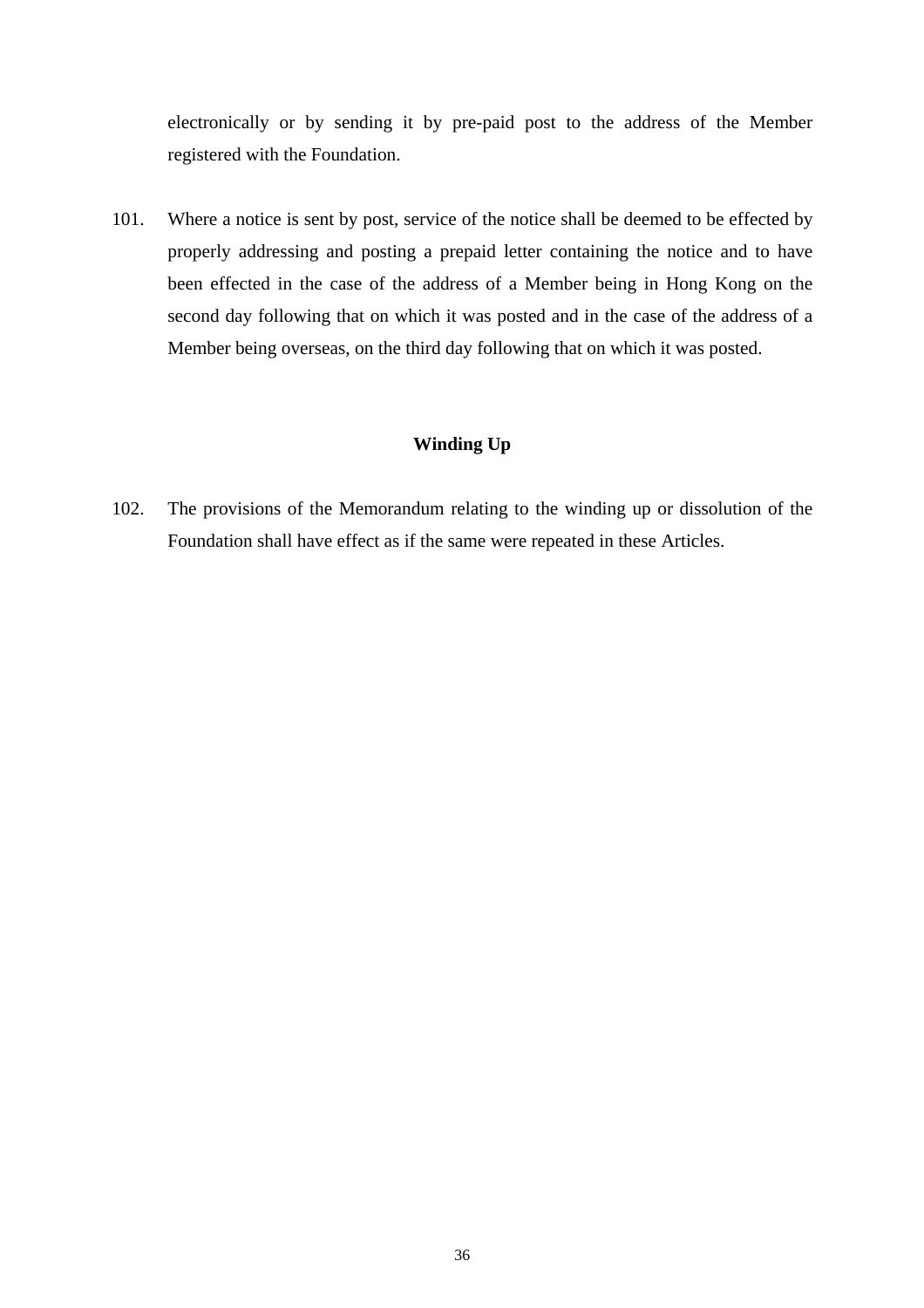electronically or by sending it by pre-paid post to the address of the Member registered with the Foundation.

101. Where a notice is sent by post, service of the notice shall be deemed to be effected by properly addressing and posting a prepaid letter containing the notice and to have been effected in the case of the address of a Member being in Hong Kong on the second day following that on which it was posted and in the case of the address of a Member being overseas, on the third day following that on which it was posted.

**Winding Up**

102. The provisions of the Memorandum relating to the winding up or dissolution of the Foundation shall have effect as if the same were repeated in these Articles.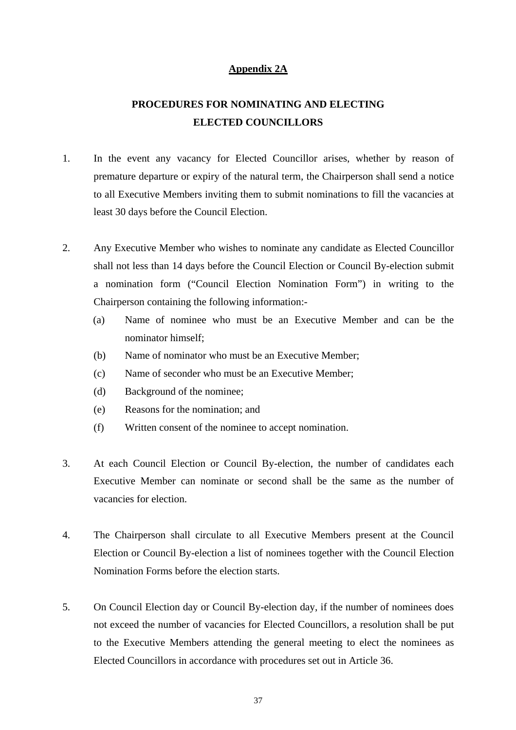**Appendix 2A**

# PROCEDURES FOR NOMINATING AND ELECTING ELECTED COUNCILLORS

1. In the event any vacancy for Elected Councillor arises, whether by reason of premature departure or expiry of the natural term, the Chairperson shall send a notice to all Executive Members inviting them to submit nominations to fill the vacancies at least 30 days before the Council Election.

2. Any Executive Member who wishes to nominate any candidate as Elected Councillor shall not less than 14 days before the Council Election or Council By-election submit a nomination form ("Council Election Nomination Form") in writing to the Chairperson containing the following information:-
   (a) Name of nominee who must be an Executive Member and can be the nominator himself;
   (b) Name of nominator who must be an Executive Member;
   (c) Name of seconder who must be an Executive Member;
   (d) Background of the nominee;
   (e) Reasons for the nomination; and
   (f) Written consent of the nominee to accept nomination.

3. At each Council Election or Council By-election, the number of candidates each Executive Member can nominate or second shall be the same as the number of vacancies for election.

4. The Chairperson shall circulate to all Executive Members present at the Council Election or Council By-election a list of nominees together with the Council Election Nomination Forms before the election starts.

5. On Council Election day or Council By-election day, if the number of nominees does not exceed the number of vacancies for Elected Councillors, a resolution shall be put to the Executive Members attending the general meeting to elect the nominees as Elected Councillors in accordance with procedures set out in Article 36.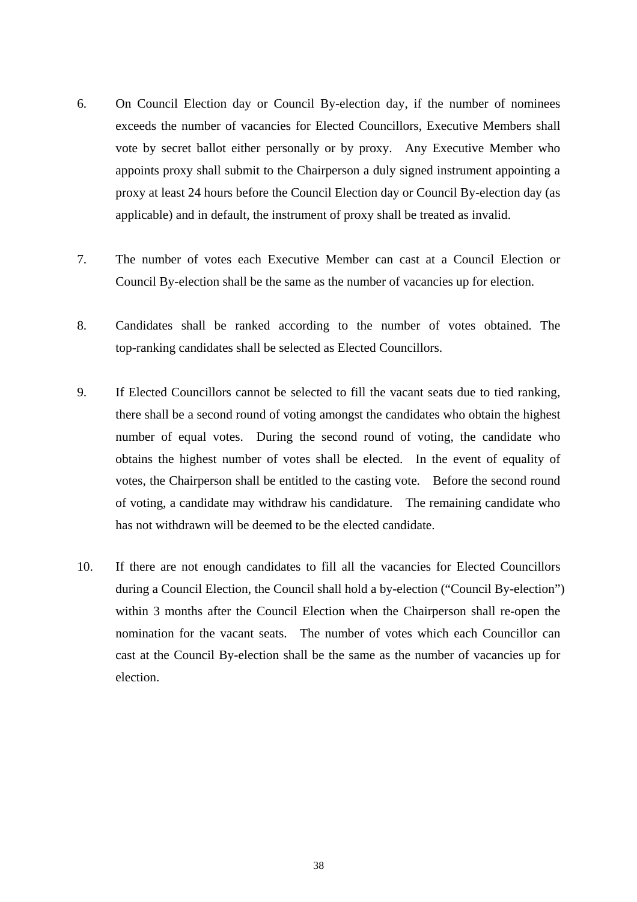6. On Council Election day or Council By-election day, if the number of nominees exceeds the number of vacancies for Elected Councillors, Executive Members shall vote by secret ballot either personally or by proxy. Any Executive Member who appoints proxy shall submit to the Chairperson a duly signed instrument appointing a proxy at least 24 hours before the Council Election day or Council By-election day (as applicable) and in default, the instrument of proxy shall be treated as invalid.

7. The number of votes each Executive Member can cast at a Council Election or Council By-election shall be the same as the number of vacancies up for election.

8. Candidates shall be ranked according to the number of votes obtained. The top-ranking candidates shall be selected as Elected Councillors.

9. If Elected Councillors cannot be selected to fill the vacant seats due to tied ranking, there shall be a second round of voting amongst the candidates who obtain the highest number of equal votes. During the second round of voting, the candidate who obtains the highest number of votes shall be elected. In the event of equality of votes, the Chairperson shall be entitled to the casting vote. Before the second round of voting, a candidate may withdraw his candidature. The remaining candidate who has not withdrawn will be deemed to be the elected candidate.

10. If there are not enough candidates to fill all the vacancies for Elected Councillors during a Council Election, the Council shall hold a by-election ("Council By-election") within 3 months after the Council Election when the Chairperson shall re-open the nomination for the vacant seats. The number of votes which each Councillor can cast at the Council By-election shall be the same as the number of vacancies up for election.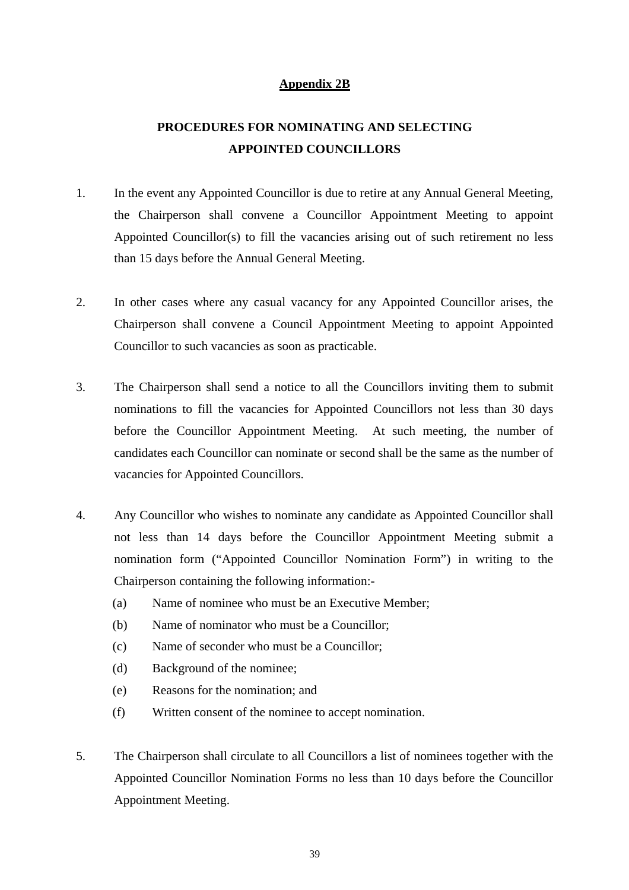**Appendix 2B**

**PROCEDURES FOR NOMINATING AND SELECTING APPOINTED COUNCILLORS**

1. In the event any Appointed Councillor is due to retire at any Annual General Meeting, the Chairperson shall convene a Councillor Appointment Meeting to appoint Appointed Councillor(s) to fill the vacancies arising out of such retirement no less than 15 days before the Annual General Meeting.

2. In other cases where any casual vacancy for any Appointed Councillor arises, the Chairperson shall convene a Council Appointment Meeting to appoint Appointed Councillor to such vacancies as soon as practicable.

3. The Chairperson shall send a notice to all the Councillors inviting them to submit nominations to fill the vacancies for Appointed Councillors not less than 30 days before the Councillor Appointment Meeting. At such meeting, the number of candidates each Councillor can nominate or second shall be the same as the number of vacancies for Appointed Councillors.

4. Any Councillor who wishes to nominate any candidate as Appointed Councillor shall not less than 14 days before the Councillor Appointment Meeting submit a nomination form (“Appointed Councillor Nomination Form”) in writing to the Chairperson containing the following information:-
   - (a) Name of nominee who must be an Executive Member;
   - (b) Name of nominator who must be a Councillor;
   - (c) Name of seconder who must be a Councillor;
   - (d) Background of the nominee;
   - (e) Reasons for the nomination; and
   - (f) Written consent of the nominee to accept nomination.

5. The Chairperson shall circulate to all Councillors a list of nominees together with the Appointed Councillor Nomination Forms no less than 10 days before the Councillor Appointment Meeting.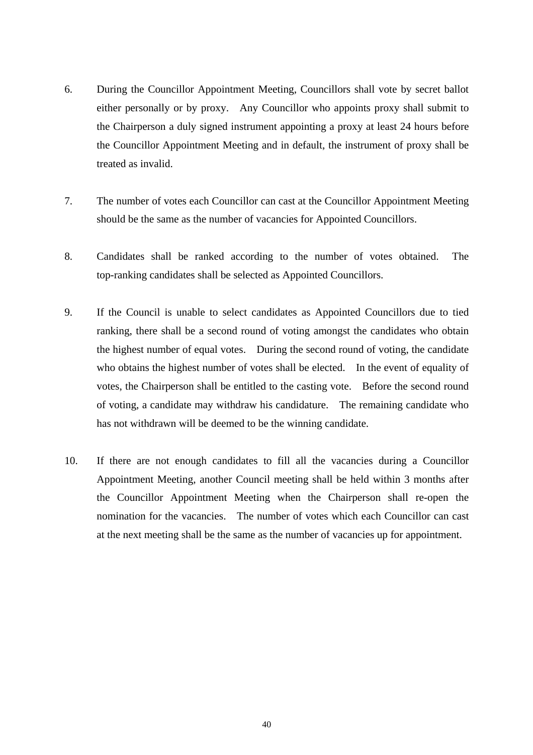6. During the Councillor Appointment Meeting, Councillors shall vote by secret ballot either personally or by proxy. Any Councillor who appoints proxy shall submit to the Chairperson a duly signed instrument appointing a proxy at least 24 hours before the Councillor Appointment Meeting and in default, the instrument of proxy shall be treated as invalid.

7. The number of votes each Councillor can cast at the Councillor Appointment Meeting should be the same as the number of vacancies for Appointed Councillors.

8. Candidates shall be ranked according to the number of votes obtained. The top-ranking candidates shall be selected as Appointed Councillors.

9. If the Council is unable to select candidates as Appointed Councillors due to tied ranking, there shall be a second round of voting amongst the candidates who obtain the highest number of equal votes. During the second round of voting, the candidate who obtains the highest number of votes shall be elected. In the event of equality of votes, the Chairperson shall be entitled to the casting vote. Before the second round of voting, a candidate may withdraw his candidature. The remaining candidate who has not withdrawn will be deemed to be the winning candidate.

10. If there are not enough candidates to fill all the vacancies during a Councillor Appointment Meeting, another Council meeting shall be held within 3 months after the Councillor Appointment Meeting when the Chairperson shall re-open the nomination for the vacancies. The number of votes which each Councillor can cast at the next meeting shall be the same as the number of vacancies up for appointment.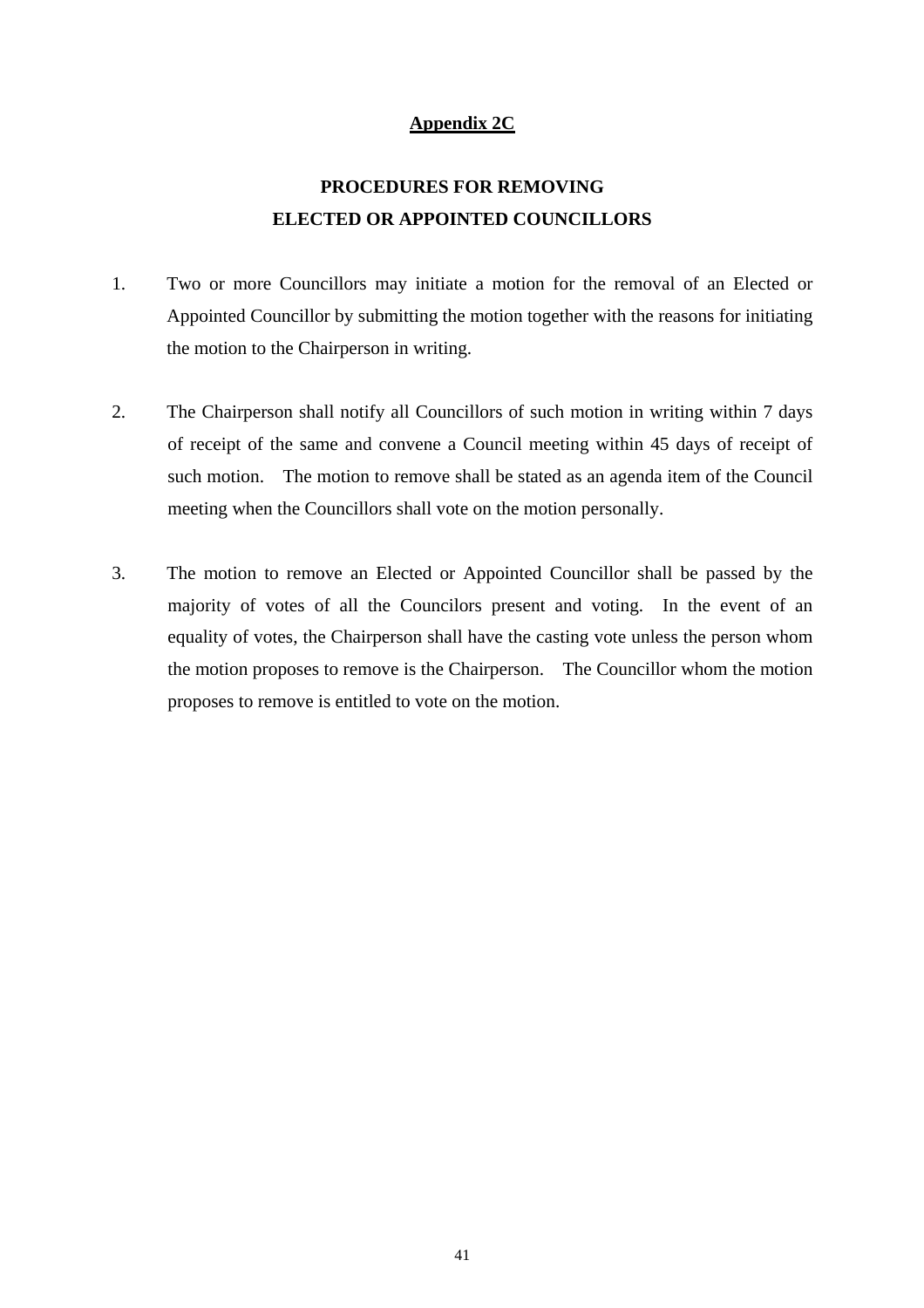**<u>Appendix 2C</u>**

## PROCEDURES FOR REMOVING ELECTED OR APPOINTED COUNCILLORS

1. Two or more Councillors may initiate a motion for the removal of an Elected or Appointed Councillor by submitting the motion together with the reasons for initiating the motion to the Chairperson in writing.

2. The Chairperson shall notify all Councillors of such motion in writing within 7 days of receipt of the same and convene a Council meeting within 45 days of receipt of such motion. The motion to remove shall be stated as an agenda item of the Council meeting when the Councillors shall vote on the motion personally.

3. The motion to remove an Elected or Appointed Councillor shall be passed by the majority of votes of all the Councilors present and voting. In the event of an equality of votes, the Chairperson shall have the casting vote unless the person whom the motion proposes to remove is the Chairperson. The Councillor whom the motion proposes to remove is entitled to vote on the motion.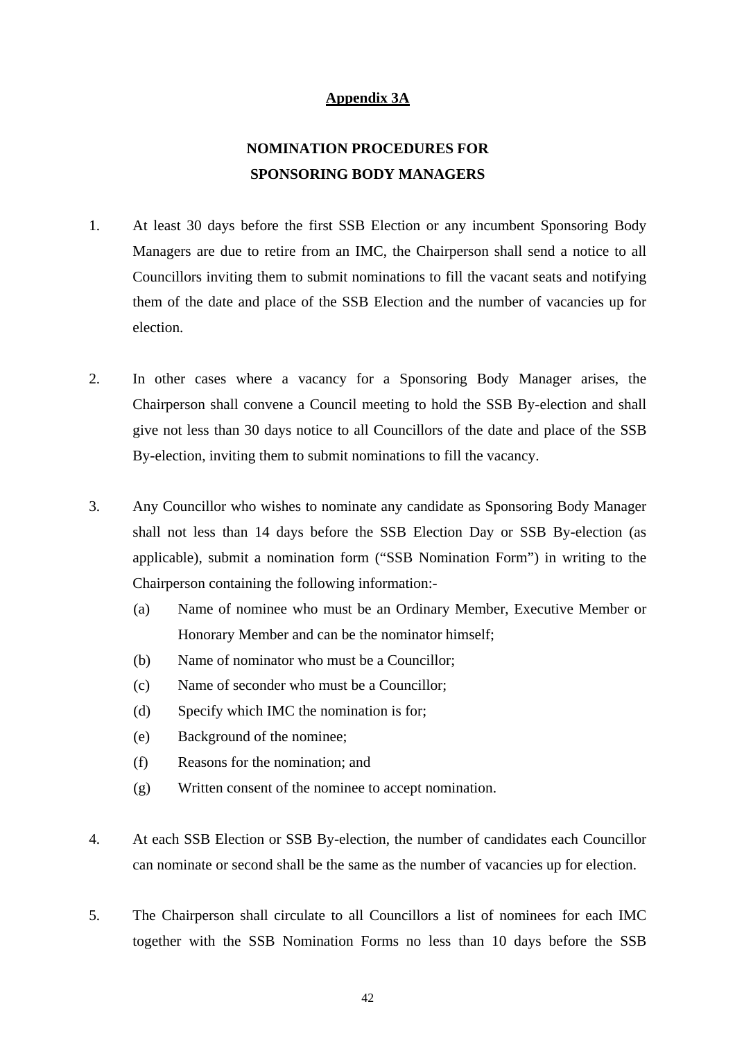**<u>Appendix 3A</u>**

**NOMINATION PROCEDURES FOR SPONSORING BODY MANAGERS**

1. At least 30 days before the first SSB Election or any incumbent Sponsoring Body Managers are due to retire from an IMC, the Chairperson shall send a notice to all Councillors inviting them to submit nominations to fill the vacant seats and notifying them of the date and place of the SSB Election and the number of vacancies up for election.

2. In other cases where a vacancy for a Sponsoring Body Manager arises, the Chairperson shall convene a Council meeting to hold the SSB By-election and shall give not less than 30 days notice to all Councillors of the date and place of the SSB By-election, inviting them to submit nominations to fill the vacancy.

3. Any Councillor who wishes to nominate any candidate as Sponsoring Body Manager shall not less than 14 days before the SSB Election Day or SSB By-election (as applicable), submit a nomination form ("SSB Nomination Form") in writing to the Chairperson containing the following information:-
   - (a) Name of nominee who must be an Ordinary Member, Executive Member or Honorary Member and can be the nominator himself;
   - (b) Name of nominator who must be a Councillor;
   - (c) Name of seconder who must be a Councillor;
   - (d) Specify which IMC the nomination is for;
   - (e) Background of the nominee;
   - (f) Reasons for the nomination; and
   - (g) Written consent of the nominee to accept nomination.

4. At each SSB Election or SSB By-election, the number of candidates each Councillor can nominate or second shall be the same as the number of vacancies up for election.

5. The Chairperson shall circulate to all Councillors a list of nominees for each IMC together with the SSB Nomination Forms no less than 10 days before the SSB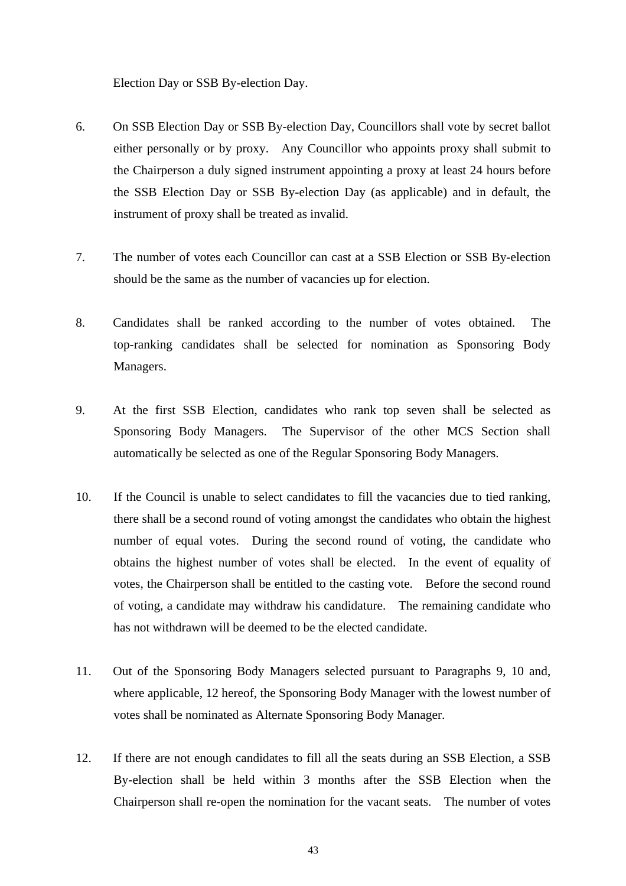Election Day or SSB By-election Day.

6. On SSB Election Day or SSB By-election Day, Councillors shall vote by secret ballot either personally or by proxy. Any Councillor who appoints proxy shall submit to the Chairperson a duly signed instrument appointing a proxy at least 24 hours before the SSB Election Day or SSB By-election Day (as applicable) and in default, the instrument of proxy shall be treated as invalid.

7. The number of votes each Councillor can cast at a SSB Election or SSB By-election should be the same as the number of vacancies up for election.

8. Candidates shall be ranked according to the number of votes obtained. The top-ranking candidates shall be selected for nomination as Sponsoring Body Managers.

9. At the first SSB Election, candidates who rank top seven shall be selected as Sponsoring Body Managers. The Supervisor of the other MCS Section shall automatically be selected as one of the Regular Sponsoring Body Managers.

10. If the Council is unable to select candidates to fill the vacancies due to tied ranking, there shall be a second round of voting amongst the candidates who obtain the highest number of equal votes. During the second round of voting, the candidate who obtains the highest number of votes shall be elected. In the event of equality of votes, the Chairperson shall be entitled to the casting vote. Before the second round of voting, a candidate may withdraw his candidature. The remaining candidate who has not withdrawn will be deemed to be the elected candidate.

11. Out of the Sponsoring Body Managers selected pursuant to Paragraphs 9, 10 and, where applicable, 12 hereof, the Sponsoring Body Manager with the lowest number of votes shall be nominated as Alternate Sponsoring Body Manager.

12. If there are not enough candidates to fill all the seats during an SSB Election, a SSB By-election shall be held within 3 months after the SSB Election when the Chairperson shall re-open the nomination for the vacant seats. The number of votes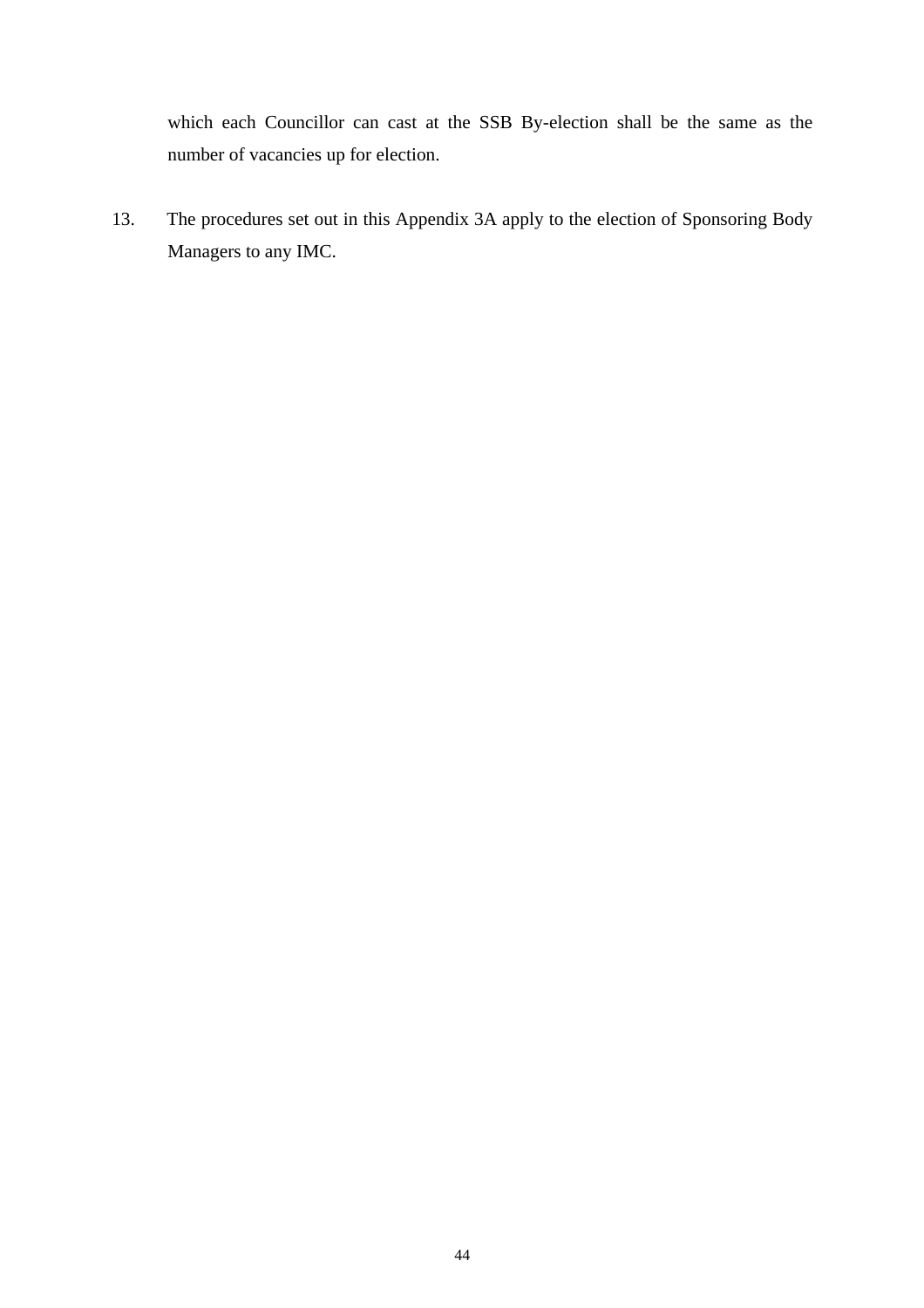which each Councillor can cast at the SSB By-election shall be the same as the number of vacancies up for election.

13. The procedures set out in this Appendix 3A apply to the election of Sponsoring Body Managers to any IMC.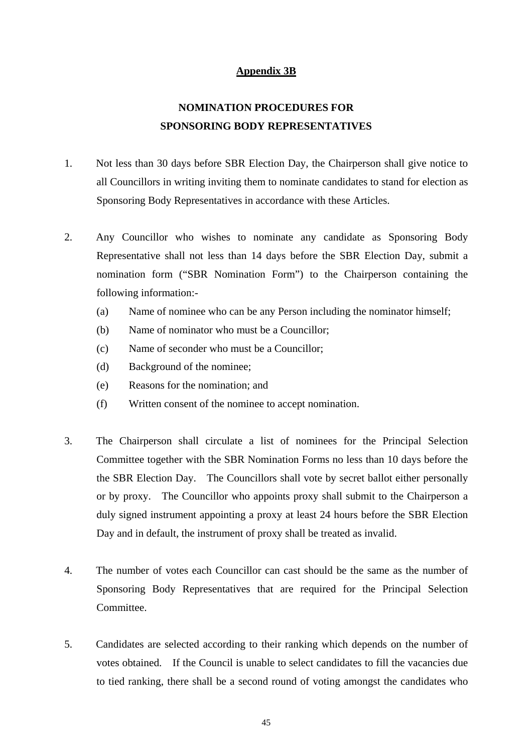**Appendix 3B**

## NOMINATION PROCEDURES FOR SPONSORING BODY REPRESENTATIVES

1. Not less than 30 days before SBR Election Day, the Chairperson shall give notice to all Councillors in writing inviting them to nominate candidates to stand for election as Sponsoring Body Representatives in accordance with these Articles.

2. Any Councillor who wishes to nominate any candidate as Sponsoring Body Representative shall not less than 14 days before the SBR Election Day, submit a nomination form ("SBR Nomination Form") to the Chairperson containing the following information:-
   (a) Name of nominee who can be any Person including the nominator himself;
   (b) Name of nominator who must be a Councillor;
   (c) Name of seconder who must be a Councillor;
   (d) Background of the nominee;
   (e) Reasons for the nomination; and
   (f) Written consent of the nominee to accept nomination.

3. The Chairperson shall circulate a list of nominees for the Principal Selection Committee together with the SBR Nomination Forms no less than 10 days before the the SBR Election Day. The Councillors shall vote by secret ballot either personally or by proxy. The Councillor who appoints proxy shall submit to the Chairperson a duly signed instrument appointing a proxy at least 24 hours before the SBR Election Day and in default, the instrument of proxy shall be treated as invalid.

4. The number of votes each Councillor can cast should be the same as the number of Sponsoring Body Representatives that are required for the Principal Selection Committee.

5. Candidates are selected according to their ranking which depends on the number of votes obtained. If the Council is unable to select candidates to fill the vacancies due to tied ranking, there shall be a second round of voting amongst the candidates who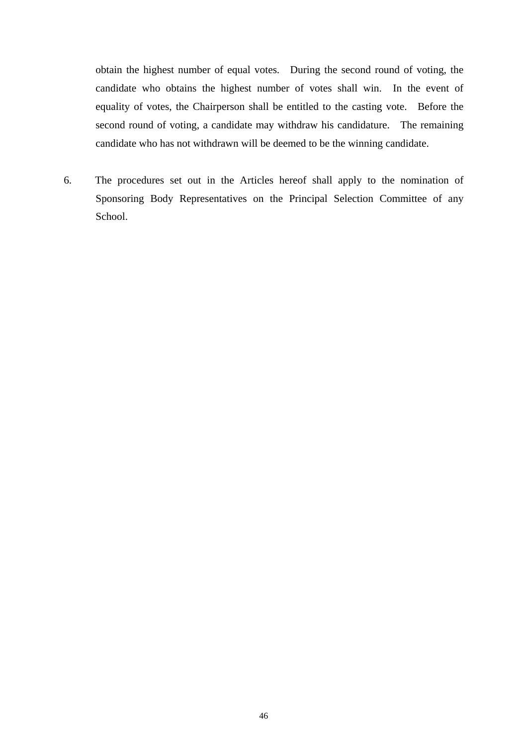obtain the highest number of equal votes. During the second round of voting, the candidate who obtains the highest number of votes shall win. In the event of equality of votes, the Chairperson shall be entitled to the casting vote. Before the second round of voting, a candidate may withdraw his candidature. The remaining candidate who has not withdrawn will be deemed to be the winning candidate.

6. The procedures set out in the Articles hereof shall apply to the nomination of Sponsoring Body Representatives on the Principal Selection Committee of any School.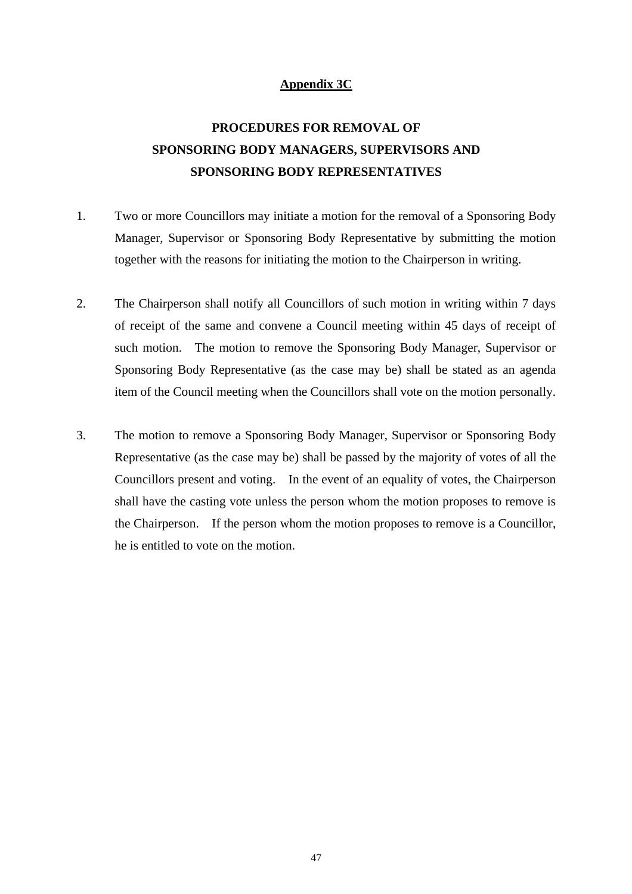**Appendix 3C**

# PROCEDURES FOR REMOVAL OF SPONSORING BODY MANAGERS, SUPERVISORS AND SPONSORING BODY REPRESENTATIVES

1. Two or more Councillors may initiate a motion for the removal of a Sponsoring Body Manager, Supervisor or Sponsoring Body Representative by submitting the motion together with the reasons for initiating the motion to the Chairperson in writing.

2. The Chairperson shall notify all Councillors of such motion in writing within 7 days of receipt of the same and convene a Council meeting within 45 days of receipt of such motion. The motion to remove the Sponsoring Body Manager, Supervisor or Sponsoring Body Representative (as the case may be) shall be stated as an agenda item of the Council meeting when the Councillors shall vote on the motion personally.

3. The motion to remove a Sponsoring Body Manager, Supervisor or Sponsoring Body Representative (as the case may be) shall be passed by the majority of votes of all the Councillors present and voting. In the event of an equality of votes, the Chairperson shall have the casting vote unless the person whom the motion proposes to remove is the Chairperson. If the person whom the motion proposes to remove is a Councillor, he is entitled to vote on the motion.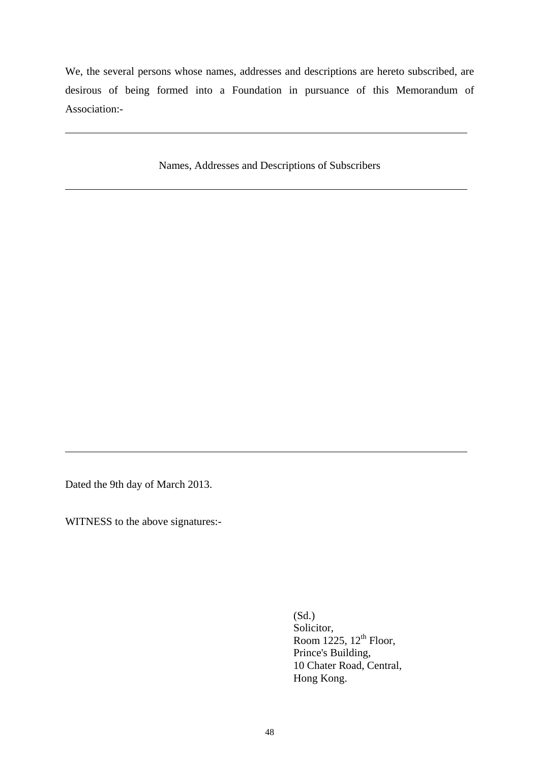We, the several persons whose names, addresses and descriptions are hereto subscribed, are desirous of being formed into a Foundation in pursuance of this Memorandum of Association:-

---

Names, Addresses and Descriptions of Subscribers

---

---

Dated the 9th day of March 2013.

WITNESS to the above signatures:-

(Sd.)
Solicitor,
Room 1225, 12th Floor,
Prince's Building,
10 Chater Road, Central,
Hong Kong.